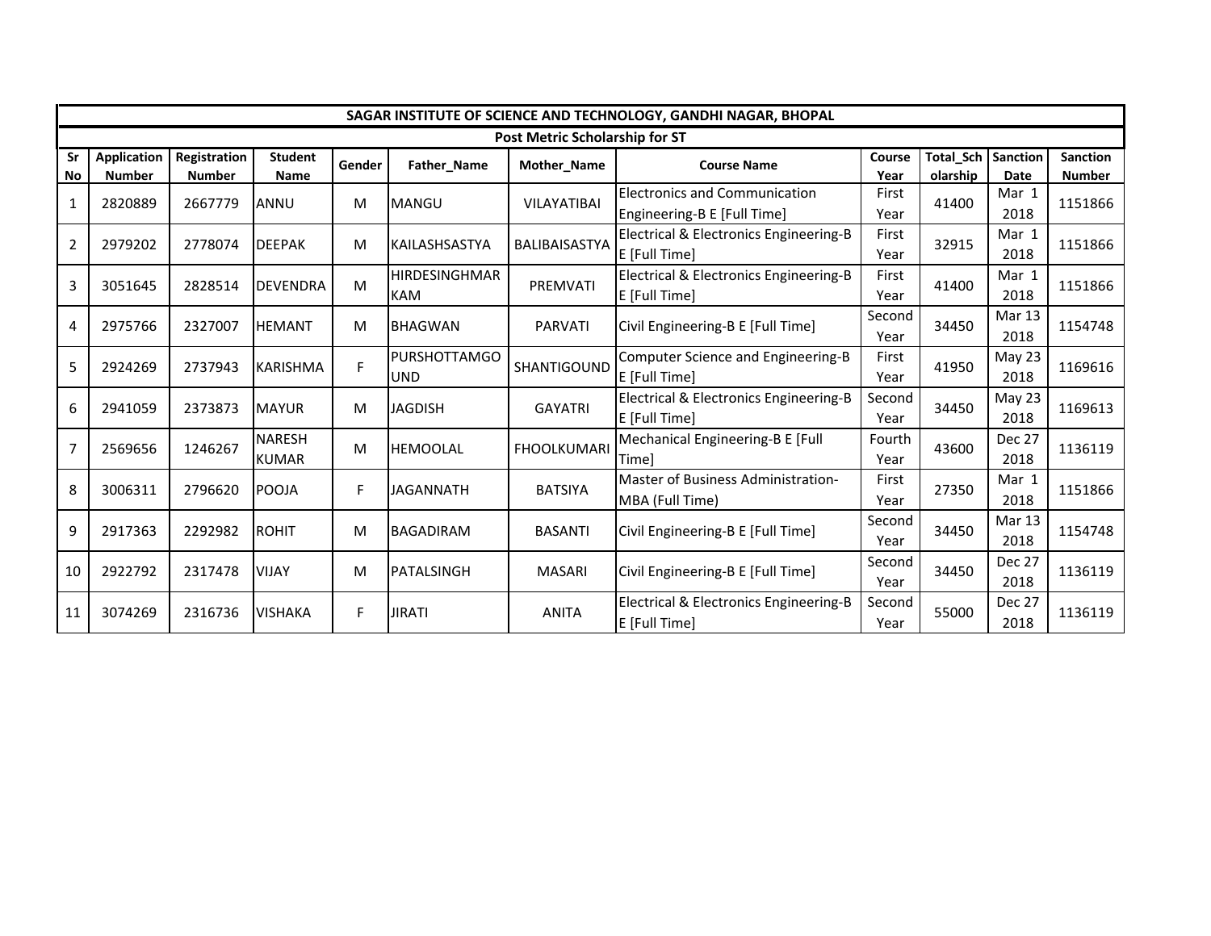| SAGAR INSTITUTE OF SCIENCE AND TECHNOLOGY, GANDHI NAGAR, BHOPAL | | | | | | | | | | | | |
|---|---|---|---|---|---|---|---|---|---|---|---|---|
| Post Metric Scholarship for ST | | | | | | | | | | | | |
| Sr No | Application Number | Registration Number | Student Name | Gender | Father_Name | Mother_Name | Course Name | Course Year | Total_Scholarship | Sanction Date | Sanction Number |
| 1 | 2820889 | 2667779 | ANNU | M | MANGU | VILAYATIBAI | Electronics and Communication Engineering-B E [Full Time] | First Year | 41400 | Mar 1 2018 | 1151866 |
| 2 | 2979202 | 2778074 | DEEPAK | M | KAILASHSASTYA | BALIBAISASTYA | Electrical & Electronics Engineering-B E [Full Time] | First Year | 32915 | Mar 1 2018 | 1151866 |
| 3 | 3051645 | 2828514 | DEVENDRA | M | HIRDESINGHMARKAM | PREMVATI | Electrical & Electronics Engineering-B E [Full Time] | First Year | 41400 | Mar 1 2018 | 1151866 |
| 4 | 2975766 | 2327007 | HEMANT | M | BHAGWAN | PARVATI | Civil Engineering-B E [Full Time] | Second Year | 34450 | Mar 13 2018 | 1154748 |
| 5 | 2924269 | 2737943 | KARISHMA | F | PURSHOTTAMGOUND | SHANTIGOUND | Computer Science and Engineering-B E [Full Time] | First Year | 41950 | May 23 2018 | 1169616 |
| 6 | 2941059 | 2373873 | MAYUR | M | JAGDISH | GAYATRI | Electrical & Electronics Engineering-B E [Full Time] | Second Year | 34450 | May 23 2018 | 1169613 |
| 7 | 2569656 | 1246267 | NARESH KUMAR | M | HEMOOLAL | FHOOLKUMARI | Mechanical Engineering-B E [Full Time] | Fourth Year | 43600 | Dec 27 2018 | 1136119 |
| 8 | 3006311 | 2796620 | POOJA | F | JAGANNATH | BATSIYA | Master of Business Administration-MBA (Full Time) | First Year | 27350 | Mar 1 2018 | 1151866 |
| 9 | 2917363 | 2292982 | ROHIT | M | BAGADIRAM | BASANTI | Civil Engineering-B E [Full Time] | Second Year | 34450 | Mar 13 2018 | 1154748 |
| 10 | 2922792 | 2317478 | VIJAY | M | PATALSINGH | MASARI | Civil Engineering-B E [Full Time] | Second Year | 34450 | Dec 27 2018 | 1136119 |
| 11 | 3074269 | 2316736 | VISHAKA | F | JIRATI | ANITA | Electrical & Electronics Engineering-B E [Full Time] | Second Year | 55000 | Dec 27 2018 | 1136119 |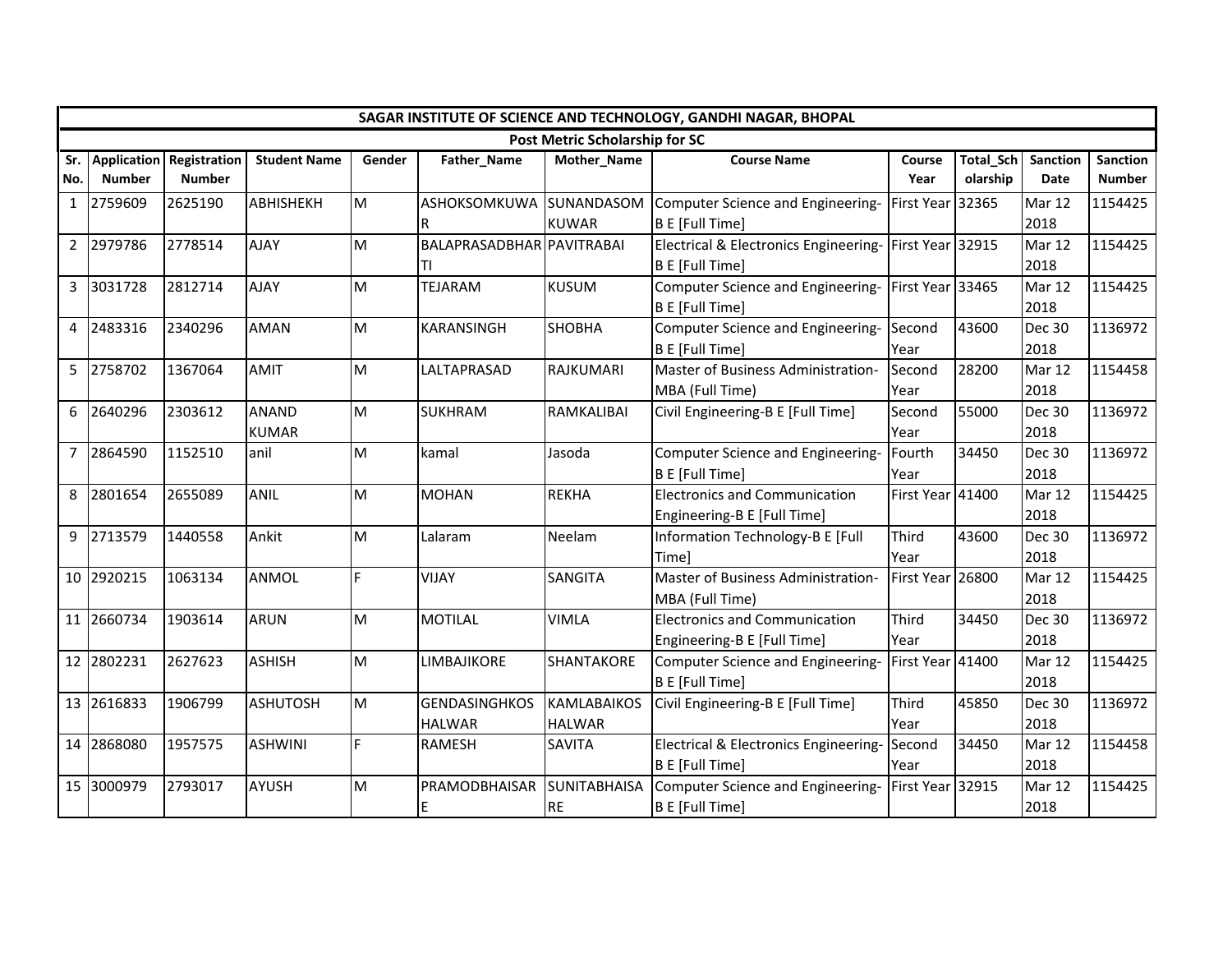| SAGAR INSTITUTE OF SCIENCE AND TECHNOLOGY, GANDHI NAGAR, BHOPAL | | | | | | | | | | | |
|---|---|---|---|---|---|---|---|---|---|---|---|
| Post Metric Scholarship for SC | | | | | | | | | | | |
| Sr. No. | Application Number | Registration Number | Student Name | Gender | Father_Name | Mother_Name | Course Name | Course Year | Total_Scholarship | Sanction Date | Sanction Number |
| 1 | 2759609 | 2625190 | ABHISHEKH | M | ASHOKSOMKUWAR | SUNANDASOMKUWAR | Computer Science and Engineering-B E [Full Time] | First Year | 32365 | Mar 12 2018 | 1154425 |
| 2 | 2979786 | 2778514 | AJAY | M | BALAPRASADBHARTI | PAVITRABAI | Electrical & Electronics Engineering-B E [Full Time] | First Year | 32915 | Mar 12 2018 | 1154425 |
| 3 | 3031728 | 2812714 | AJAY | M | TEJARAM | KUSUM | Computer Science and Engineering-B E [Full Time] | First Year | 33465 | Mar 12 2018 | 1154425 |
| 4 | 2483316 | 2340296 | AMAN | M | KARANSINGH | SHOBHA | Computer Science and Engineering-B E [Full Time] | Second Year | 43600 | Dec 30 2018 | 1136972 |
| 5 | 2758702 | 1367064 | AMIT | M | LALTAPRASAD | RAJKUMARI | Master of Business Administration-MBA (Full Time) | Second Year | 28200 | Mar 12 2018 | 1154458 |
| 6 | 2640296 | 2303612 | ANAND KUMAR | M | SUKHRAM | RAMKALIBAI | Civil Engineering-B E [Full Time] | Second Year | 55000 | Dec 30 2018 | 1136972 |
| 7 | 2864590 | 1152510 | anil | M | kamal | Jasoda | Computer Science and Engineering-B E [Full Time] | Fourth Year | 34450 | Dec 30 2018 | 1136972 |
| 8 | 2801654 | 2655089 | ANIL | M | MOHAN | REKHA | Electronics and Communication Engineering-B E [Full Time] | First Year | 41400 | Mar 12 2018 | 1154425 |
| 9 | 2713579 | 1440558 | Ankit | M | Lalaram | Neelam | Information Technology-B E [Full Time] | Third Year | 43600 | Dec 30 2018 | 1136972 |
| 10 | 2920215 | 1063134 | ANMOL | F | VIJAY | SANGITA | Master of Business Administration-MBA (Full Time) | First Year | 26800 | Mar 12 2018 | 1154425 |
| 11 | 2660734 | 1903614 | ARUN | M | MOTILAL | VIMLA | Electronics and Communication Engineering-B E [Full Time] | Third Year | 34450 | Dec 30 2018 | 1136972 |
| 12 | 2802231 | 2627623 | ASHISH | M | LIMBAJIKORE | SHANTAKORE | Computer Science and Engineering-B E [Full Time] | First Year | 41400 | Mar 12 2018 | 1154425 |
| 13 | 2616833 | 1906799 | ASHUTOSH | M | GENDASINGHKOSHALWAR | KAMLABAIKOSHALWAR | Civil Engineering-B E [Full Time] | Third Year | 45850 | Dec 30 2018 | 1136972 |
| 14 | 2868080 | 1957575 | ASHWINI | F | RAMESH | SAVITA | Electrical & Electronics Engineering-B E [Full Time] | Second Year | 34450 | Mar 12 2018 | 1154458 |
| 15 | 3000979 | 2793017 | AYUSH | M | PRAMODBHAISARE | SUNITABHAISARE | Computer Science and Engineering-B E [Full Time] | First Year | 32915 | Mar 12 2018 | 1154425 |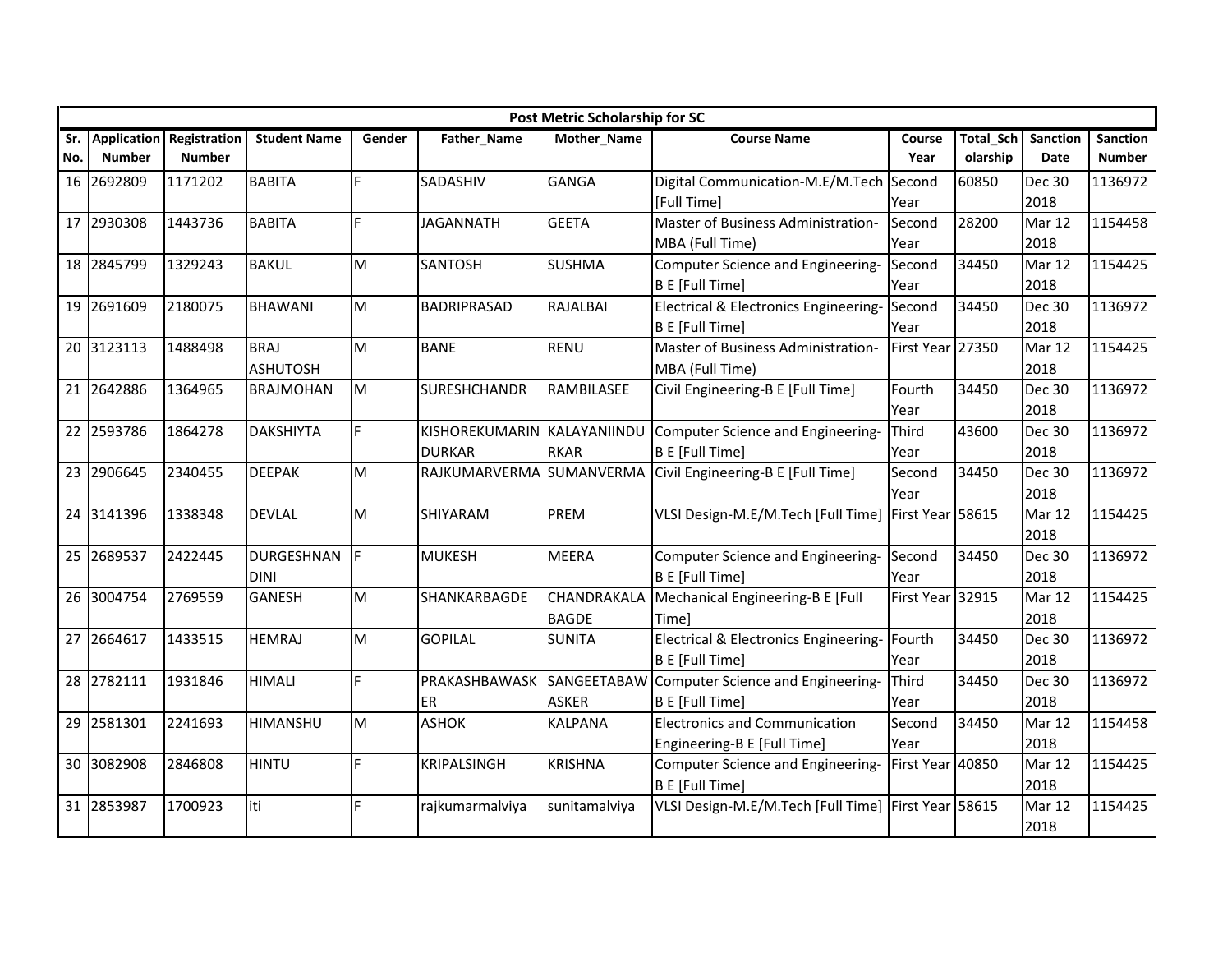| Post Metric Scholarship for SC | | | | | | | | | | | |
|---|---|---|---|---|---|---|---|---|---|---|---|
| Sr. No. | Application Number | Registration Number | Student Name | Gender | Father_Name | Mother_Name | Course Name | Course Year | Total_Scholarship | Sanction Date | Sanction Number |
| 16 | 2692809 | 1171202 | BABITA | F | SADASHIV | GANGA | Digital Communication-M.E/M.Tech [Full Time] | Second Year | 60850 | Dec 30 2018 | 1136972 |
| 17 | 2930308 | 1443736 | BABITA | F | JAGANNATH | GEETA | Master of Business Administration-MBA (Full Time) | Second Year | 28200 | Mar 12 2018 | 1154458 |
| 18 | 2845799 | 1329243 | BAKUL | M | SANTOSH | SUSHMA | Computer Science and Engineering-B E [Full Time] | Second Year | 34450 | Mar 12 2018 | 1154425 |
| 19 | 2691609 | 2180075 | BHAWANI | M | BADRIPRASAD | RAJALBAI | Electrical & Electronics Engineering-B E [Full Time] | Second Year | 34450 | Dec 30 2018 | 1136972 |
| 20 | 3123113 | 1488498 | BRAJ ASHUTOSH | M | BANE | RENU | Master of Business Administration-MBA (Full Time) | First Year | 27350 | Mar 12 2018 | 1154425 |
| 21 | 2642886 | 1364965 | BRAJMOHAN | M | SURESHCHANDR | RAMBILASEE | Civil Engineering-B E [Full Time] | Fourth Year | 34450 | Dec 30 2018 | 1136972 |
| 22 | 2593786 | 1864278 | DAKSHIYTA | F | KISHOREKUMARINDURKAR | KALAYANIINDURKAR | Computer Science and Engineering-B E [Full Time] | Third Year | 43600 | Dec 30 2018 | 1136972 |
| 23 | 2906645 | 2340455 | DEEPAK | M | RAJKUMARVERMA | SUMANVERMA | Civil Engineering-B E [Full Time] | Second Year | 34450 | Dec 30 2018 | 1136972 |
| 24 | 3141396 | 1338348 | DEVLAL | M | SHIYARAM | PREM | VLSI Design-M.E/M.Tech [Full Time] | First Year | 58615 | Mar 12 2018 | 1154425 |
| 25 | 2689537 | 2422445 | DURGESHNANDINI | F | MUKESH | MEERA | Computer Science and Engineering-B E [Full Time] | Second Year | 34450 | Dec 30 2018 | 1136972 |
| 26 | 3004754 | 2769559 | GANESH | M | SHANKARBAGDE | CHANDRAKALA BAGDE | Mechanical Engineering-B E [Full Time] | First Year | 32915 | Mar 12 2018 | 1154425 |
| 27 | 2664617 | 1433515 | HEMRAJ | M | GOPILAL | SUNITA | Electrical & Electronics Engineering-B E [Full Time] | Fourth Year | 34450 | Dec 30 2018 | 1136972 |
| 28 | 2782111 | 1931846 | HIMALI | F | PRAKASHBAWASKER | SANGEETABAWASKER | Computer Science and Engineering-B E [Full Time] | Third Year | 34450 | Dec 30 2018 | 1136972 |
| 29 | 2581301 | 2241693 | HIMANSHU | M | ASHOK | KALPANA | Electronics and Communication Engineering-B E [Full Time] | Second Year | 34450 | Mar 12 2018 | 1154458 |
| 30 | 3082908 | 2846808 | HINTU | F | KRIPALSINGH | KRISHNA | Computer Science and Engineering-B E [Full Time] | First Year | 40850 | Mar 12 2018 | 1154425 |
| 31 | 2853987 | 1700923 | iti | F | rajkumarmalviya | sunitamalviya | VLSI Design-M.E/M.Tech [Full Time] | First Year | 58615 | Mar 12 2018 | 1154425 |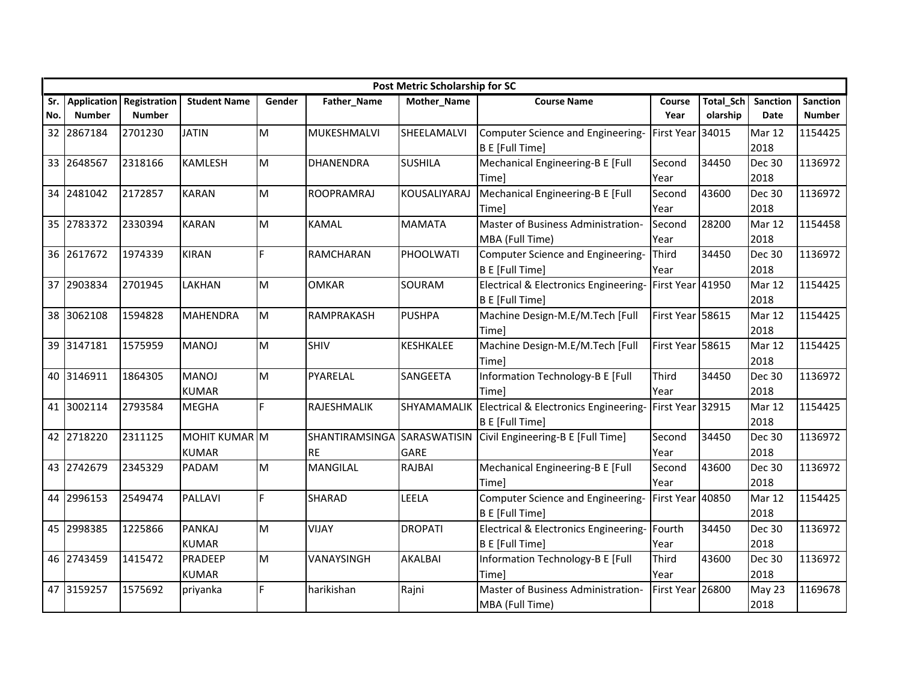| Post Metric Scholarship for SC | | | | | | | | | | | |
|---|---|---|---|---|---|---|---|---|---|---|---|
| Sr. No. | Application Number | Registration Number | Student Name | Gender | Father_Name | Mother_Name | Course Name | Course Year | Total_Scholarship | Sanction Date | Sanction Number |
| 32 | 2867184 | 2701230 | JATIN | M | MUKESHMALVI | SHEELAMALVI | Computer Science and Engineering-B E [Full Time] | First Year | 34015 | Mar 12 2018 | 1154425 |
| 33 | 2648567 | 2318166 | KAMLESH | M | DHANENDRA | SUSHILA | Mechanical Engineering-B E [Full Time] | Second Year | 34450 | Dec 30 2018 | 1136972 |
| 34 | 2481042 | 2172857 | KARAN | M | ROOPRAMRAJ | KOUSALIYARAJ | Mechanical Engineering-B E [Full Time] | Second Year | 43600 | Dec 30 2018 | 1136972 |
| 35 | 2783372 | 2330394 | KARAN | M | KAMAL | MAMATA | Master of Business Administration-MBA (Full Time) | Second Year | 28200 | Mar 12 2018 | 1154458 |
| 36 | 2617672 | 1974339 | KIRAN | F | RAMCHARAN | PHOOLWATI | Computer Science and Engineering-B E [Full Time] | Third Year | 34450 | Dec 30 2018 | 1136972 |
| 37 | 2903834 | 2701945 | LAKHAN | M | OMKAR | SOURAM | Electrical & Electronics Engineering-B E [Full Time] | First Year | 41950 | Mar 12 2018 | 1154425 |
| 38 | 3062108 | 1594828 | MAHENDRA | M | RAMPRAKASH | PUSHPA | Machine Design-M.E/M.Tech [Full Time] | First Year | 58615 | Mar 12 2018 | 1154425 |
| 39 | 3147181 | 1575959 | MANOJ | M | SHIV | KESHKALEE | Machine Design-M.E/M.Tech [Full Time] | First Year | 58615 | Mar 12 2018 | 1154425 |
| 40 | 3146911 | 1864305 | MANOJ KUMAR | M | PYARELAL | SANGEETA | Information Technology-B E [Full Time] | Third Year | 34450 | Dec 30 2018 | 1136972 |
| 41 | 3002114 | 2793584 | MEGHA | F | RAJESHMALIK | SHYAMAMALIK | Electrical & Electronics Engineering-B E [Full Time] | First Year | 32915 | Mar 12 2018 | 1154425 |
| 42 | 2718220 | 2311125 | MOHIT KUMAR KUMAR | M | SHANTIRAMSINGARE | SARASWATISINGARE | Civil Engineering-B E [Full Time] | Second Year | 34450 | Dec 30 2018 | 1136972 |
| 43 | 2742679 | 2345329 | PADAM | M | MANGILAL | RAJBAI | Mechanical Engineering-B E [Full Time] | Second Year | 43600 | Dec 30 2018 | 1136972 |
| 44 | 2996153 | 2549474 | PALLAVI | F | SHARAD | LEELA | Computer Science and Engineering-B E [Full Time] | First Year | 40850 | Mar 12 2018 | 1154425 |
| 45 | 2998385 | 1225866 | PANKAJ KUMAR | M | VIJAY | DROPATI | Electrical & Electronics Engineering-B E [Full Time] | Fourth Year | 34450 | Dec 30 2018 | 1136972 |
| 46 | 2743459 | 1415472 | PRADEEP KUMAR | M | VANAYSINGH | AKALBAI | Information Technology-B E [Full Time] | Third Year | 43600 | Dec 30 2018 | 1136972 |
| 47 | 3159257 | 1575692 | priyanka | F | harikishan | Rajni | Master of Business Administration-MBA (Full Time) | First Year | 26800 | May 23 2018 | 1169678 |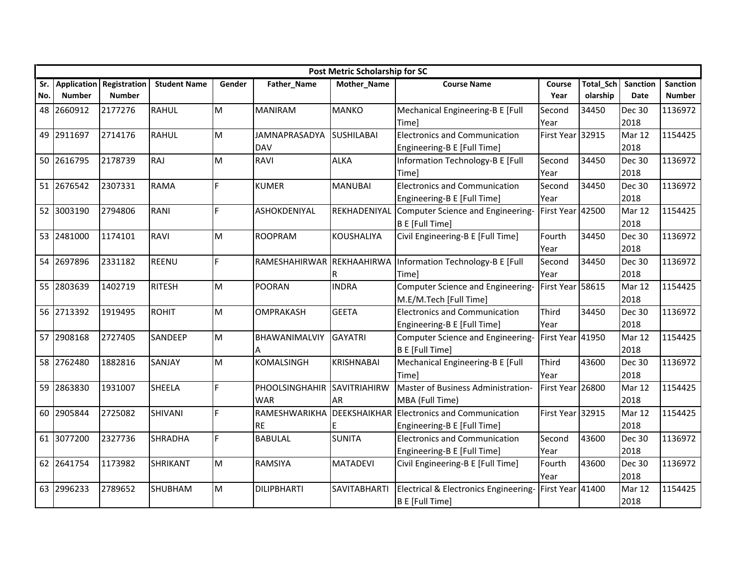| Post Metric Scholarship for SC | | | | | | | | | | | | |
|---|---|---|---|---|---|---|---|---|---|---|---|---|
| Sr. No. | Application Number | Registration Number | Student Name | Gender | Father_Name | Mother_Name | Course Name | Course Year | Total_Scholarship | Sanction Date | Sanction Number |
| 48 | 2660912 | 2177276 | RAHUL | M | MANIRAM | MANKO | Mechanical Engineering-B E [Full Time] | Second Year | 34450 | Dec 30 2018 | 1136972 |
| 49 | 2911697 | 2714176 | RAHUL | M | JAMNAPRASADYADAV | SUSHILABAI | Electronics and Communication Engineering-B E [Full Time] | First Year | 32915 | Mar 12 2018 | 1154425 |
| 50 | 2616795 | 2178739 | RAJ | M | RAVI | ALKA | Information Technology-B E [Full Time] | Second Year | 34450 | Dec 30 2018 | 1136972 |
| 51 | 2676542 | 2307331 | RAMA | F | KUMER | MANUBAI | Electronics and Communication Engineering-B E [Full Time] | Second Year | 34450 | Dec 30 2018 | 1136972 |
| 52 | 3003190 | 2794806 | RANI | F | ASHOKDENIYAL | REKHADENIYAL | Computer Science and Engineering-B E [Full Time] | First Year | 42500 | Mar 12 2018 | 1154425 |
| 53 | 2481000 | 1174101 | RAVI | M | ROOPRAM | KOUSHALIYA | Civil Engineering-B E [Full Time] | Fourth Year | 34450 | Dec 30 2018 | 1136972 |
| 54 | 2697896 | 2331182 | REENU | F | RAMESHAHIRWAR | REKHAAHIRWAR | Information Technology-B E [Full Time] | Second Year | 34450 | Dec 30 2018 | 1136972 |
| 55 | 2803639 | 1402719 | RITESH | M | POORAN | INDRA | Computer Science and Engineering-M.E/M.Tech [Full Time] | First Year | 58615 | Mar 12 2018 | 1154425 |
| 56 | 2713392 | 1919495 | ROHIT | M | OMPRAKASH | GEETA | Electronics and Communication Engineering-B E [Full Time] | Third Year | 34450 | Dec 30 2018 | 1136972 |
| 57 | 2908168 | 2727405 | SANDEEP | M | BHAWANIMALVIYA | GAYATRI | Computer Science and Engineering-B E [Full Time] | First Year | 41950 | Mar 12 2018 | 1154425 |
| 58 | 2762480 | 1882816 | SANJAY | M | KOMALSINGH | KRISHNABAI | Mechanical Engineering-B E [Full Time] | Third Year | 43600 | Dec 30 2018 | 1136972 |
| 59 | 2863830 | 1931007 | SHEELA | F | PHOOLSINGHAHIRWAR | SAVITRIAHIRWAR | Master of Business Administration-MBA (Full Time) | First Year | 26800 | Mar 12 2018 | 1154425 |
| 60 | 2905844 | 2725082 | SHIVANI | F | RAMESHWARIKHARE | DEEKSHAIKHARE | Electronics and Communication Engineering-B E [Full Time] | First Year | 32915 | Mar 12 2018 | 1154425 |
| 61 | 3077200 | 2327736 | SHRADHA | F | BABULAL | SUNITA | Electronics and Communication Engineering-B E [Full Time] | Second Year | 43600 | Dec 30 2018 | 1136972 |
| 62 | 2641754 | 1173982 | SHRIKANT | M | RAMSIYA | MATADEVI | Civil Engineering-B E [Full Time] | Fourth Year | 43600 | Dec 30 2018 | 1136972 |
| 63 | 2996233 | 2789652 | SHUBHAM | M | DILIPBHARTI | SAVITABHARTI | Electrical & Electronics Engineering-B E [Full Time] | First Year | 41400 | Mar 12 2018 | 1154425 |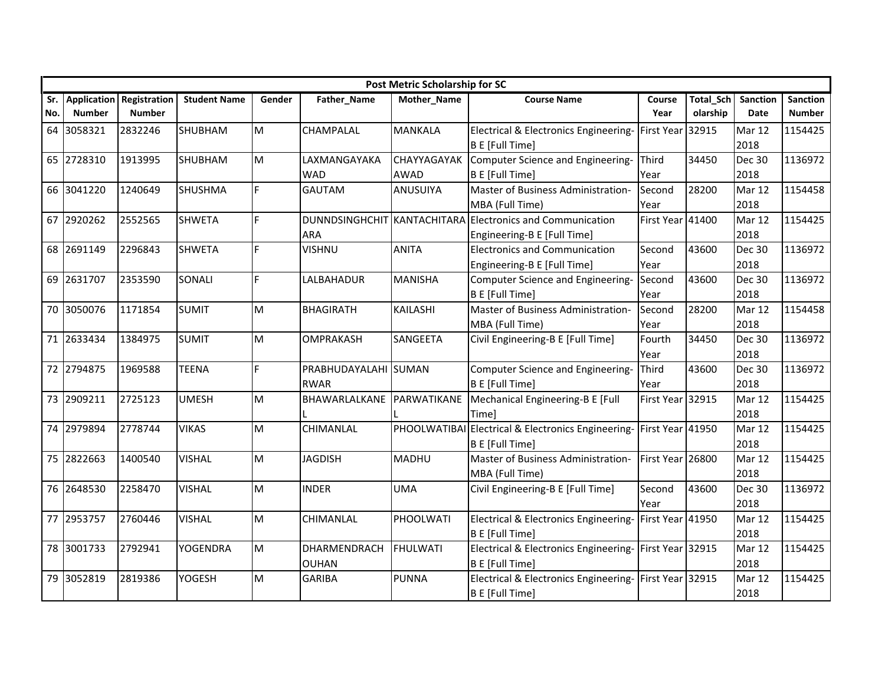| Post Metric Scholarship for SC | | | | | | | | | | | |
|---|---|---|---|---|---|---|---|---|---|---|---|
| Sr. No. | Application Number | Registration Number | Student Name | Gender | Father_Name | Mother_Name | Course Name | Course Year | Total_Scholarship | Sanction Date | Sanction Number |
| 64 | 3058321 | 2832246 | SHUBHAM | M | CHAMPALAL | MANKALA | Electrical & Electronics Engineering-B E [Full Time] | First Year | 32915 | Mar 12 2018 | 1154425 |
| 65 | 2728310 | 1913995 | SHUBHAM | M | LAXMANGAYAKAWAD | CHAYYAGAYAKAWAD | Computer Science and Engineering-B E [Full Time] | Third Year | 34450 | Dec 30 2018 | 1136972 |
| 66 | 3041220 | 1240649 | SHUSHMA | F | GAUTAM | ANUSUIYA | Master of Business Administration-MBA (Full Time) | Second Year | 28200 | Mar 12 2018 | 1154458 |
| 67 | 2920262 | 2552565 | SHWETA | F | DUNNDSINGHCHITARA | KANTACHITARA | Electronics and Communication Engineering-B E [Full Time] | First Year | 41400 | Mar 12 2018 | 1154425 |
| 68 | 2691149 | 2296843 | SHWETA | F | VISHNU | ANITA | Electronics and Communication Engineering-B E [Full Time] | Second Year | 43600 | Dec 30 2018 | 1136972 |
| 69 | 2631707 | 2353590 | SONALI | F | LALBAHADUR | MANISHA | Computer Science and Engineering-B E [Full Time] | Second Year | 43600 | Dec 30 2018 | 1136972 |
| 70 | 3050076 | 1171854 | SUMIT | M | BHAGIRATH | KAILASHI | Master of Business Administration-MBA (Full Time) | Second Year | 28200 | Mar 12 2018 | 1154458 |
| 71 | 2633434 | 1384975 | SUMIT | M | OMPRAKASH | SANGEETA | Civil Engineering-B E [Full Time] | Fourth Year | 34450 | Dec 30 2018 | 1136972 |
| 72 | 2794875 | 1969588 | TEENA | F | PRABHUDAYALAHIRWAR | SUMAN | Computer Science and Engineering-B E [Full Time] | Third Year | 43600 | Dec 30 2018 | 1136972 |
| 73 | 2909211 | 2725123 | UMESH | M | BHAWARLALKANEL | PARWATIKANEL | Mechanical Engineering-B E [Full Time] | First Year | 32915 | Mar 12 2018 | 1154425 |
| 74 | 2979894 | 2778744 | VIKAS | M | CHIMANLAL | PHOOLWATIBAI | Electrical & Electronics Engineering-B E [Full Time] | First Year | 41950 | Mar 12 2018 | 1154425 |
| 75 | 2822663 | 1400540 | VISHAL | M | JAGDISH | MADHU | Master of Business Administration-MBA (Full Time) | First Year | 26800 | Mar 12 2018 | 1154425 |
| 76 | 2648530 | 2258470 | VISHAL | M | INDER | UMA | Civil Engineering-B E [Full Time] | Second Year | 43600 | Dec 30 2018 | 1136972 |
| 77 | 2953757 | 2760446 | VISHAL | M | CHIMANLAL | PHOOLWATI | Electrical & Electronics Engineering-B E [Full Time] | First Year | 41950 | Mar 12 2018 | 1154425 |
| 78 | 3001733 | 2792941 | YOGENDRA | M | DHARMENDRACHOUHAN | FHULWATI | Electrical & Electronics Engineering-B E [Full Time] | First Year | 32915 | Mar 12 2018 | 1154425 |
| 79 | 3052819 | 2819386 | YOGESH | M | GARIBA | PUNNA | Electrical & Electronics Engineering-B E [Full Time] | First Year | 32915 | Mar 12 2018 | 1154425 |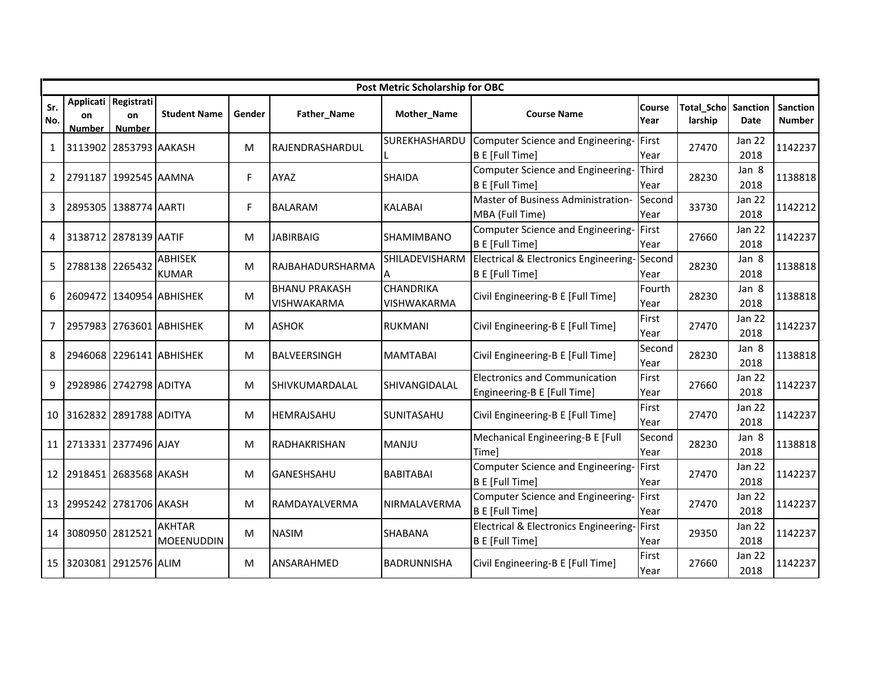| Post Metric Scholarship for OBC | | | | | | | | | | | |
|---|---|---|---|---|---|---|---|---|---|---|---|
| Sr. No. | Application Number | Registration Number | Student Name | Gender | Father_Name | Mother_Name | Course Name | Course Year | Total_Scholarship | Sanction Date | Sanction Number |
| 1 | 3113902 | 2853793 | AAKASH | M | RAJENDRASHARDUL | SUREKHASHARDUL | Computer Science and Engineering-B E [Full Time] | First Year | 27470 | Jan 22 2018 | 1142237 |
| 2 | 2791187 | 1992545 | AAMNA | F | AYAZ | SHAIDA | Computer Science and Engineering-B E [Full Time] | Third Year | 28230 | Jan 8 2018 | 1138818 |
| 3 | 2895305 | 1388774 | AARTI | F | BALARAM | KALABAI | Master of Business Administration-MBA (Full Time) | Second Year | 33730 | Jan 22 2018 | 1142212 |
| 4 | 3138712 | 2878139 | AATIF | M | JABIRBAIG | SHAMIMBANO | Computer Science and Engineering-B E [Full Time] | First Year | 27660 | Jan 22 2018 | 1142237 |
| 5 | 2788138 | 2265432 | ABHISEK KUMAR | M | RAJBAHADURSHARMA | SHILADEVISHARMA | Electrical & Electronics Engineering-B E [Full Time] | Second Year | 28230 | Jan 8 2018 | 1138818 |
| 6 | 2609472 | 1340954 | ABHISHEK | M | BHANU PRAKASH VISHWAKARMA | CHANDRIKA VISHWAKARMA | Civil Engineering-B E [Full Time] | Fourth Year | 28230 | Jan 8 2018 | 1138818 |
| 7 | 2957983 | 2763601 | ABHISHEK | M | ASHOK | RUKMANI | Civil Engineering-B E [Full Time] | First Year | 27470 | Jan 22 2018 | 1142237 |
| 8 | 2946068 | 2296141 | ABHISHEK | M | BALVEERSINGH | MAMTABAI | Civil Engineering-B E [Full Time] | Second Year | 28230 | Jan 8 2018 | 1138818 |
| 9 | 2928986 | 2742798 | ADITYA | M | SHIVKUMARDALAL | SHIVANGIDALAL | Electronics and Communication Engineering-B E [Full Time] | First Year | 27660 | Jan 22 2018 | 1142237 |
| 10 | 3162832 | 2891788 | ADITYA | M | HEMRAJSAHU | SUNITASAHU | Civil Engineering-B E [Full Time] | First Year | 27470 | Jan 22 2018 | 1142237 |
| 11 | 2713331 | 2377496 | AJAY | M | RADHAKRISHAN | MANJU | Mechanical Engineering-B E [Full Time] | Second Year | 28230 | Jan 8 2018 | 1138818 |
| 12 | 2918451 | 2683568 | AKASH | M | GANESHSAHU | BABITABAI | Computer Science and Engineering-B E [Full Time] | First Year | 27470 | Jan 22 2018 | 1142237 |
| 13 | 2995242 | 2781706 | AKASH | M | RAMDAYALVERMA | NIRMALAVERMA | Computer Science and Engineering-B E [Full Time] | First Year | 27470 | Jan 22 2018 | 1142237 |
| 14 | 3080950 | 2812521 | AKHTAR MOEENUDDIN | M | NASIM | SHABANA | Electrical & Electronics Engineering-B E [Full Time] | First Year | 29350 | Jan 22 2018 | 1142237 |
| 15 | 3203081 | 2912576 | ALIM | M | ANSARAHMED | BADRUNNISHA | Civil Engineering-B E [Full Time] | First Year | 27660 | Jan 22 2018 | 1142237 |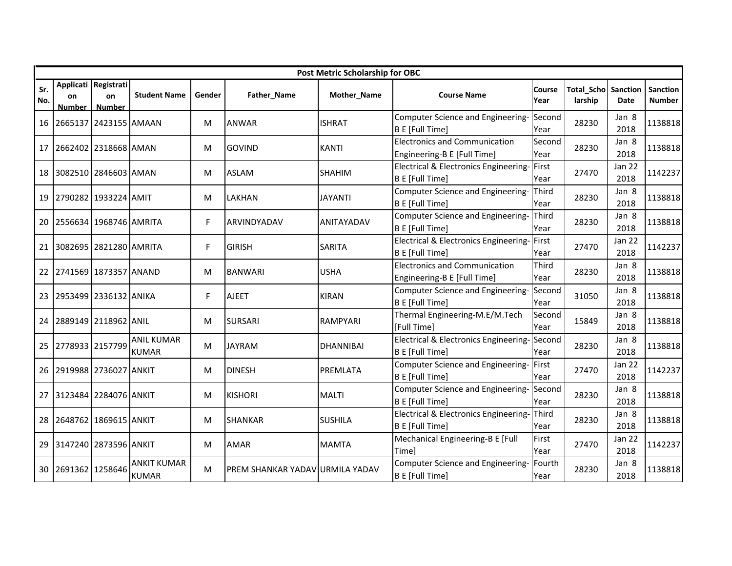| Post Metric Scholarship for OBC | | | | | | | | | | | |
|---|---|---|---|---|---|---|---|---|---|---|---|
| Sr. No. | Application Number | Registration Number | Student Name | Gender | Father_Name | Mother_Name | Course Name | Course Year | Total_Scholarship | Sanction Date | Sanction Number |
| 16 | 2665137 | 2423155 | AMAAN | M | ANWAR | ISHRAT | Computer Science and Engineering-B E [Full Time] | Second Year | 28230 | Jan 8 2018 | 1138818 |
| 17 | 2662402 | 2318668 | AMAN | M | GOVIND | KANTI | Electronics and Communication Engineering-B E [Full Time] | Second Year | 28230 | Jan 8 2018 | 1138818 |
| 18 | 3082510 | 2846603 | AMAN | M | ASLAM | SHAHIM | Electrical & Electronics Engineering-B E [Full Time] | First Year | 27470 | Jan 22 2018 | 1142237 |
| 19 | 2790282 | 1933224 | AMIT | M | LAKHAN | JAYANTI | Computer Science and Engineering-B E [Full Time] | Third Year | 28230 | Jan 8 2018 | 1138818 |
| 20 | 2556634 | 1968746 | AMRITA | F | ARVINDYADAV | ANITAYADAV | Computer Science and Engineering-B E [Full Time] | Third Year | 28230 | Jan 8 2018 | 1138818 |
| 21 | 3082695 | 2821280 | AMRITA | F | GIRISH | SARITA | Electrical & Electronics Engineering-B E [Full Time] | First Year | 27470 | Jan 22 2018 | 1142237 |
| 22 | 2741569 | 1873357 | ANAND | M | BANWARI | USHA | Electronics and Communication Engineering-B E [Full Time] | Third Year | 28230 | Jan 8 2018 | 1138818 |
| 23 | 2953499 | 2336132 | ANIKA | F | AJEET | KIRAN | Computer Science and Engineering-B E [Full Time] | Second Year | 31050 | Jan 8 2018 | 1138818 |
| 24 | 2889149 | 2118962 | ANIL | M | SURSARI | RAMPYARI | Thermal Engineering-M.E/M.Tech [Full Time] | Second Year | 15849 | Jan 8 2018 | 1138818 |
| 25 | 2778933 | 2157799 | ANIL KUMAR KUMAR | M | JAYRAM | DHANNIBAI | Electrical & Electronics Engineering-B E [Full Time] | Second Year | 28230 | Jan 8 2018 | 1138818 |
| 26 | 2919988 | 2736027 | ANKIT | M | DINESH | PREMLATA | Computer Science and Engineering-B E [Full Time] | First Year | 27470 | Jan 22 2018 | 1142237 |
| 27 | 3123484 | 2284076 | ANKIT | M | KISHORI | MALTI | Computer Science and Engineering-B E [Full Time] | Second Year | 28230 | Jan 8 2018 | 1138818 |
| 28 | 2648762 | 1869615 | ANKIT | M | SHANKAR | SUSHILA | Electrical & Electronics Engineering-B E [Full Time] | Third Year | 28230 | Jan 8 2018 | 1138818 |
| 29 | 3147240 | 2873596 | ANKIT | M | AMAR | MAMTA | Mechanical Engineering-B E [Full Time] | First Year | 27470 | Jan 22 2018 | 1142237 |
| 30 | 2691362 | 1258646 | ANKIT KUMAR KUMAR | M | PREM SHANKAR YADAV | URMILA YADAV | Computer Science and Engineering-B E [Full Time] | Fourth Year | 28230 | Jan 8 2018 | 1138818 |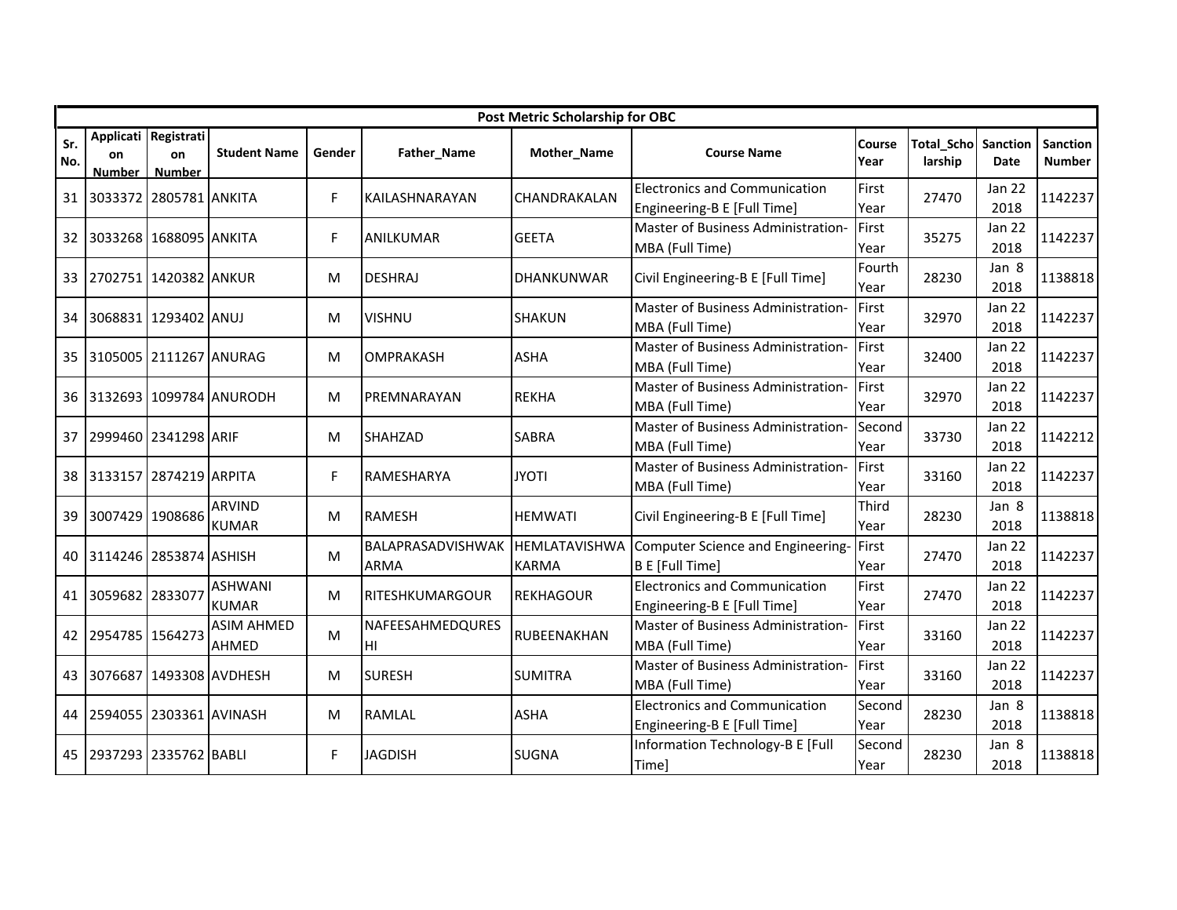| Post Metric Scholarship for OBC | | | | | | | | | | | | |
|---|---|---|---|---|---|---|---|---|---|---|---|---|
| Sr. No. | Application Number | Registration Number | Student Name | Gender | Father_Name | Mother_Name | Course Name | Course Year | Total_Scholarship | Sanction Date | Sanction Number |
| 31 | 3033372 | 2805781 | ANKITA | F | KAILASHNARAYAN | CHANDRAKALAN | Electronics and Communication Engineering-B E [Full Time] | First Year | 27470 | Jan 22 2018 | 1142237 |
| 32 | 3033268 | 1688095 | ANKITA | F | ANILKUMAR | GEETA | Master of Business Administration-MBA (Full Time) | First Year | 35275 | Jan 22 2018 | 1142237 |
| 33 | 2702751 | 1420382 | ANKUR | M | DESHRAJ | DHANKUNWAR | Civil Engineering-B E [Full Time] | Fourth Year | 28230 | Jan 8 2018 | 1138818 |
| 34 | 3068831 | 1293402 | ANUJ | M | VISHNU | SHAKUN | Master of Business Administration-MBA (Full Time) | First Year | 32970 | Jan 22 2018 | 1142237 |
| 35 | 3105005 | 2111267 | ANURAG | M | OMPRAKASH | ASHA | Master of Business Administration-MBA (Full Time) | First Year | 32400 | Jan 22 2018 | 1142237 |
| 36 | 3132693 | 1099784 | ANURODH | M | PREMNARAYAN | REKHA | Master of Business Administration-MBA (Full Time) | First Year | 32970 | Jan 22 2018 | 1142237 |
| 37 | 2999460 | 2341298 | ARIF | M | SHAHZAD | SABRA | Master of Business Administration-MBA (Full Time) | Second Year | 33730 | Jan 22 2018 | 1142212 |
| 38 | 3133157 | 2874219 | ARPITA | F | RAMESHARYA | JYOTI | Master of Business Administration-MBA (Full Time) | First Year | 33160 | Jan 22 2018 | 1142237 |
| 39 | 3007429 | 1908686 | ARVIND KUMAR | M | RAMESH | HEMWATI | Civil Engineering-B E [Full Time] | Third Year | 28230 | Jan 8 2018 | 1138818 |
| 40 | 3114246 | 2853874 | ASHISH | M | BALAPRASADVISHWAKARMA | HEMLATAVISHWAKARMA | Computer Science and Engineering-B E [Full Time] | First Year | 27470 | Jan 22 2018 | 1142237 |
| 41 | 3059682 | 2833077 | ASHWANI KUMAR | M | RITESHKUMARGOUR | REKHAGOUR | Electronics and Communication Engineering-B E [Full Time] | First Year | 27470 | Jan 22 2018 | 1142237 |
| 42 | 2954785 | 1564273 | ASIM AHMED AHMED | M | NAFEESAHMEDQURESHI | RUBEENAKHAN | Master of Business Administration-MBA (Full Time) | First Year | 33160 | Jan 22 2018 | 1142237 |
| 43 | 3076687 | 1493308 | AVDHESH | M | SURESH | SUMITRA | Master of Business Administration-MBA (Full Time) | First Year | 33160 | Jan 22 2018 | 1142237 |
| 44 | 2594055 | 2303361 | AVINASH | M | RAMLAL | ASHA | Electronics and Communication Engineering-B E [Full Time] | Second Year | 28230 | Jan 8 2018 | 1138818 |
| 45 | 2937293 | 2335762 | BABLI | F | JAGDISH | SUGNA | Information Technology-B E [Full Time] | Second Year | 28230 | Jan 8 2018 | 1138818 |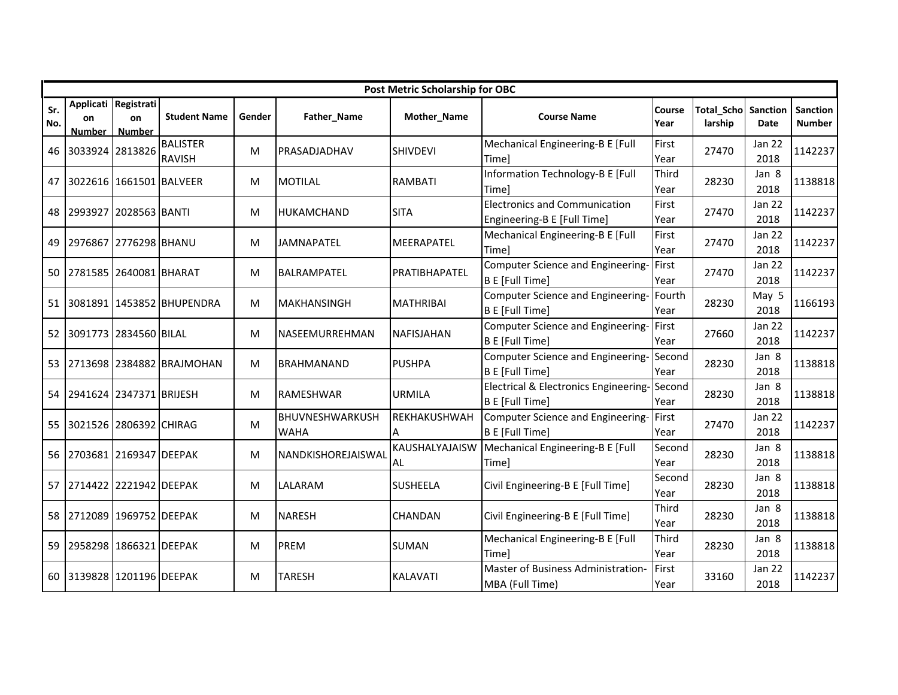| Post Metric Scholarship for OBC | | | | | | | | | | | | |
|---|---|---|---|---|---|---|---|---|---|---|---|---|
| Sr. No. | Application Number | Registration Number | Student Name | Gender | Father_Name | Mother_Name | Course Name | Course Year | Total_Scholarship | Sanction Date | Sanction Number |
| 46 | 3033924 | 2813826 | BALISTER RAVISH | M | PRASADJADHAV | SHIVDEVI | Mechanical Engineering-B E [Full Time] | First Year | 27470 | Jan 22 2018 | 1142237 |
| 47 | 3022616 | 1661501 | BALVEER | M | MOTILAL | RAMBATI | Information Technology-B E [Full Time] | Third Year | 28230 | Jan 8 2018 | 1138818 |
| 48 | 2993927 | 2028563 | BANTI | M | HUKAMCHAND | SITA | Electronics and Communication Engineering-B E [Full Time] | First Year | 27470 | Jan 22 2018 | 1142237 |
| 49 | 2976867 | 2776298 | BHANU | M | JAMNAPATEL | MEERAPATEL | Mechanical Engineering-B E [Full Time] | First Year | 27470 | Jan 22 2018 | 1142237 |
| 50 | 2781585 | 2640081 | BHARAT | M | BALRAMPATEL | PRATIBHAPATEL | Computer Science and Engineering-B E [Full Time] | First Year | 27470 | Jan 22 2018 | 1142237 |
| 51 | 3081891 | 1453852 | BHUPENDRA | M | MAKHANSINGH | MATHRIBAI | Computer Science and Engineering-B E [Full Time] | Fourth Year | 28230 | May 5 2018 | 1166193 |
| 52 | 3091773 | 2834560 | BILAL | M | NASEEMURREHMAN | NAFISJAHAN | Computer Science and Engineering-B E [Full Time] | First Year | 27660 | Jan 22 2018 | 1142237 |
| 53 | 2713698 | 2384882 | BRAJMOHAN | M | BRAHMANAND | PUSHPA | Computer Science and Engineering-B E [Full Time] | Second Year | 28230 | Jan 8 2018 | 1138818 |
| 54 | 2941624 | 2347371 | BRIJESH | M | RAMESHWAR | URMILA | Electrical & Electronics Engineering-B E [Full Time] | Second Year | 28230 | Jan 8 2018 | 1138818 |
| 55 | 3021526 | 2806392 | CHIRAG | M | BHUVNESHWARKUSHWAHA | REKHAKUSHWAHA | Computer Science and Engineering-B E [Full Time] | First Year | 27470 | Jan 22 2018 | 1142237 |
| 56 | 2703681 | 2169347 | DEEPAK | M | NANDKISHOREJAISWAL | KAUSHALYAJAISWAL | Mechanical Engineering-B E [Full Time] | Second Year | 28230 | Jan 8 2018 | 1138818 |
| 57 | 2714422 | 2221942 | DEEPAK | M | LALARAM | SUSHEELA | Civil Engineering-B E [Full Time] | Second Year | 28230 | Jan 8 2018 | 1138818 |
| 58 | 2712089 | 1969752 | DEEPAK | M | NARESH | CHANDAN | Civil Engineering-B E [Full Time] | Third Year | 28230 | Jan 8 2018 | 1138818 |
| 59 | 2958298 | 1866321 | DEEPAK | M | PREM | SUMAN | Mechanical Engineering-B E [Full Time] | Third Year | 28230 | Jan 8 2018 | 1138818 |
| 60 | 3139828 | 1201196 | DEEPAK | M | TARESH | KALAVATI | Master of Business Administration-MBA (Full Time) | First Year | 33160 | Jan 22 2018 | 1142237 |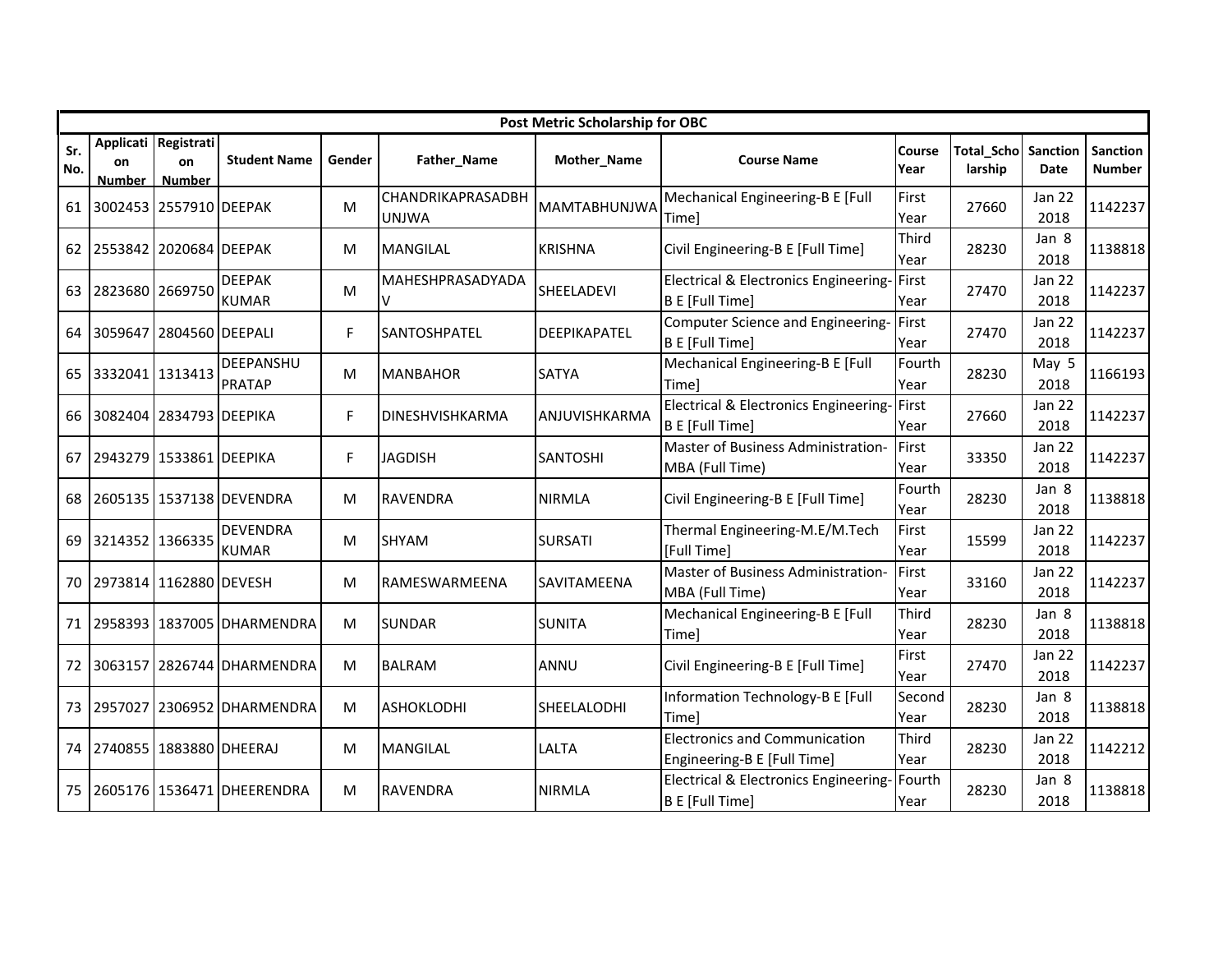| Post Metric Scholarship for OBC | | | | | | | | | | | | |
|---|---|---|---|---|---|---|---|---|---|---|---|---|
| Sr. No. | Application Number | Registration Number | Student Name | Gender | Father_Name | Mother_Name | Course Name | Course Year | Total_Scholarship | Sanction Date | Sanction Number |
| 61 | 3002453 | 2557910 | DEEPAK | M | CHANDRIKAPRASADBHUNJWA | MAMTABHUNJWA | Mechanical Engineering-B E [Full Time] | First Year | 27660 | Jan 22 2018 | 1142237 |
| 62 | 2553842 | 2020684 | DEEPAK | M | MANGILAL | KRISHNA | Civil Engineering-B E [Full Time] | Third Year | 28230 | Jan 8 2018 | 1138818 |
| 63 | 2823680 | 2669750 | DEEPAK KUMAR | M | MAHESHPRASADYADAV | SHEELADEVI | Electrical & Electronics Engineering-B E [Full Time] | First Year | 27470 | Jan 22 2018 | 1142237 |
| 64 | 3059647 | 2804560 | DEEPALI | F | SANTOSHPATEL | DEEPIKAPATEL | Computer Science and Engineering-B E [Full Time] | First Year | 27470 | Jan 22 2018 | 1142237 |
| 65 | 3332041 | 1313413 | DEEPANSHU PRATAP | M | MANBAHOR | SATYA | Mechanical Engineering-B E [Full Time] | Fourth Year | 28230 | May 5 2018 | 1166193 |
| 66 | 3082404 | 2834793 | DEEPIKA | F | DINESHVISHKARMA | ANJUVISHKARMA | Electrical & Electronics Engineering-B E [Full Time] | First Year | 27660 | Jan 22 2018 | 1142237 |
| 67 | 2943279 | 1533861 | DEEPIKA | F | JAGDISH | SANTOSHI | Master of Business Administration-MBA (Full Time) | First Year | 33350 | Jan 22 2018 | 1142237 |
| 68 | 2605135 | 1537138 | DEVENDRA | M | RAVENDRA | NIRMLA | Civil Engineering-B E [Full Time] | Fourth Year | 28230 | Jan 8 2018 | 1138818 |
| 69 | 3214352 | 1366335 | DEVENDRA KUMAR | M | SHYAM | SURSATI | Thermal Engineering-M.E/M.Tech [Full Time] | First Year | 15599 | Jan 22 2018 | 1142237 |
| 70 | 2973814 | 1162880 | DEVESH | M | RAMESWARMEENA | SAVITAMEENA | Master of Business Administration-MBA (Full Time) | First Year | 33160 | Jan 22 2018 | 1142237 |
| 71 | 2958393 | 1837005 | DHARMENDRA | M | SUNDAR | SUNITA | Mechanical Engineering-B E [Full Time] | Third Year | 28230 | Jan 8 2018 | 1138818 |
| 72 | 3063157 | 2826744 | DHARMENDRA | M | BALRAM | ANNU | Civil Engineering-B E [Full Time] | First Year | 27470 | Jan 22 2018 | 1142237 |
| 73 | 2957027 | 2306952 | DHARMENDRA | M | ASHOKLODHI | SHEELALODHI | Information Technology-B E [Full Time] | Second Year | 28230 | Jan 8 2018 | 1138818 |
| 74 | 2740855 | 1883880 | DHEERAJ | M | MANGILAL | LALTA | Electronics and Communication Engineering-B E [Full Time] | Third Year | 28230 | Jan 22 2018 | 1142212 |
| 75 | 2605176 | 1536471 | DHEERENDRA | M | RAVENDRA | NIRMLA | Electrical & Electronics Engineering-B E [Full Time] | Fourth Year | 28230 | Jan 8 2018 | 1138818 |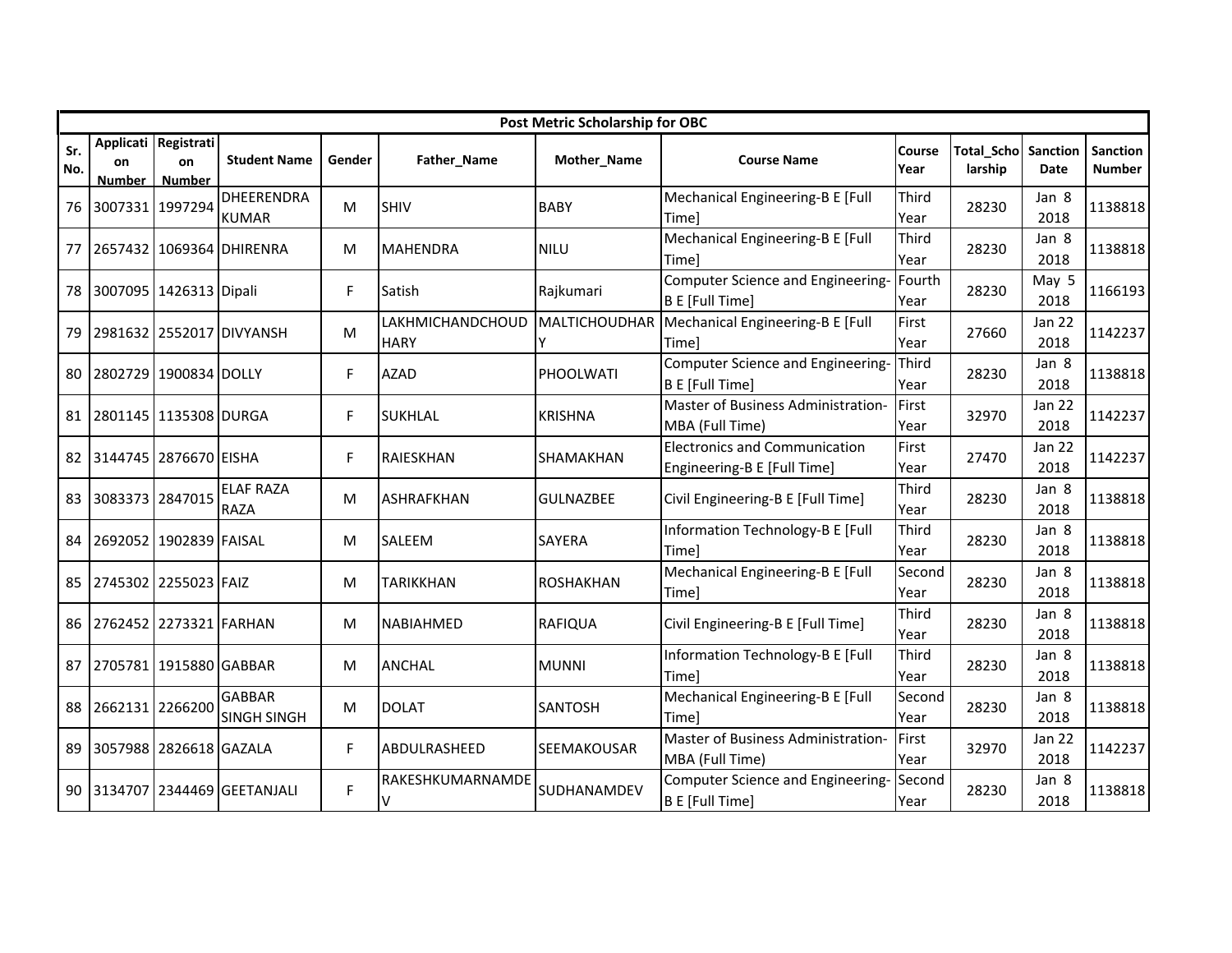| Post Metric Scholarship for OBC | | | | | | | | | | | | |
|---|---|---|---|---|---|---|---|---|---|---|---|---|
| Sr. No. | Application Number | Registration Number | Student Name | Gender | Father_Name | Mother_Name | Course Name | Course Year | Total_Scholarship | Sanction Date | Sanction Number |
| 76 | 3007331 | 1997294 | DHEERENDRA KUMAR | M | SHIV | BABY | Mechanical Engineering-B E [Full Time] | Third Year | 28230 | Jan 8 2018 | 1138818 |
| 77 | 2657432 | 1069364 | DHIRENRA | M | MAHENDRA | NILU | Mechanical Engineering-B E [Full Time] | Third Year | 28230 | Jan 8 2018 | 1138818 |
| 78 | 3007095 | 1426313 | Dipali | F | Satish | Rajkumari | Computer Science and Engineering-B E [Full Time] | Fourth Year | 28230 | May 5 2018 | 1166193 |
| 79 | 2981632 | 2552017 | DIVYANSH | M | LAKHMICHANDCHOUDHARY | MALTICHOUDHARY | Mechanical Engineering-B E [Full Time] | First Year | 27660 | Jan 22 2018 | 1142237 |
| 80 | 2802729 | 1900834 | DOLLY | F | AZAD | PHOOLWATI | Computer Science and Engineering-B E [Full Time] | Third Year | 28230 | Jan 8 2018 | 1138818 |
| 81 | 2801145 | 1135308 | DURGA | F | SUKHLAL | KRISHNA | Master of Business Administration-MBA (Full Time) | First Year | 32970 | Jan 22 2018 | 1142237 |
| 82 | 3144745 | 2876670 | EISHA | F | RAIESKHAN | SHAMAKHAN | Electronics and Communication Engineering-B E [Full Time] | First Year | 27470 | Jan 22 2018 | 1142237 |
| 83 | 3083373 | 2847015 | ELAF RAZA RAZA | M | ASHRAFKHAN | GULNAZBEE | Civil Engineering-B E [Full Time] | Third Year | 28230 | Jan 8 2018 | 1138818 |
| 84 | 2692052 | 1902839 | FAISAL | M | SALEEM | SAYERA | Information Technology-B E [Full Time] | Third Year | 28230 | Jan 8 2018 | 1138818 |
| 85 | 2745302 | 2255023 | FAIZ | M | TARIKKHAN | ROSHAKHAN | Mechanical Engineering-B E [Full Time] | Second Year | 28230 | Jan 8 2018 | 1138818 |
| 86 | 2762452 | 2273321 | FARHAN | M | NABIAHMED | RAFIQUA | Civil Engineering-B E [Full Time] | Third Year | 28230 | Jan 8 2018 | 1138818 |
| 87 | 2705781 | 1915880 | GABBAR | M | ANCHAL | MUNNI | Information Technology-B E [Full Time] | Third Year | 28230 | Jan 8 2018 | 1138818 |
| 88 | 2662131 | 2266200 | GABBAR SINGH SINGH | M | DOLAT | SANTOSH | Mechanical Engineering-B E [Full Time] | Second Year | 28230 | Jan 8 2018 | 1138818 |
| 89 | 3057988 | 2826618 | GAZALA | F | ABDULRASHEED | SEEMAKOUSAR | Master of Business Administration-MBA (Full Time) | First Year | 32970 | Jan 22 2018 | 1142237 |
| 90 | 3134707 | 2344469 | GEETANJALI | F | RAKESHKUMARNAMDEV | SUDHANAMDEV | Computer Science and Engineering-B E [Full Time] | Second Year | 28230 | Jan 8 2018 | 1138818 |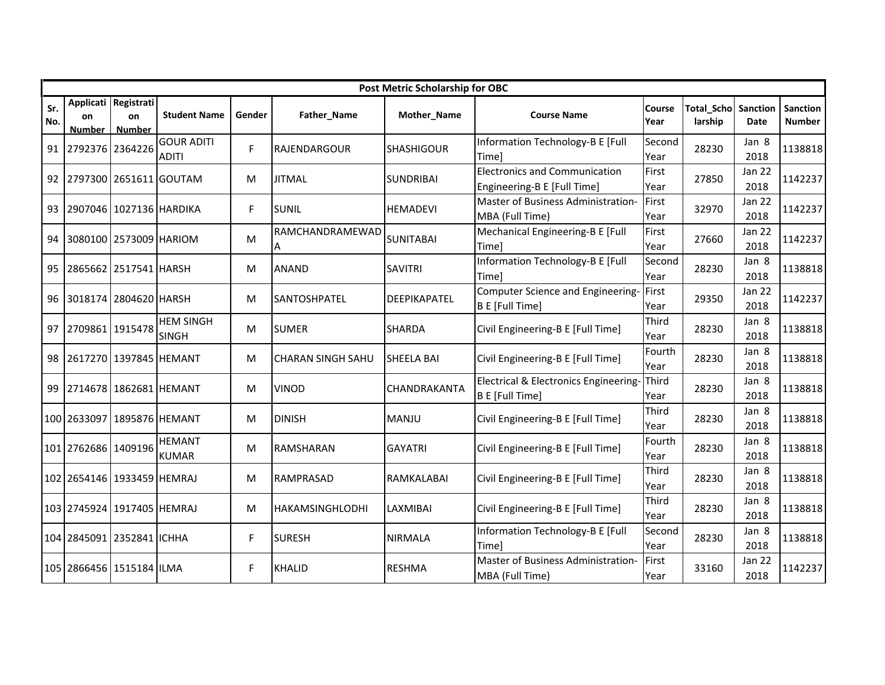| Post Metric Scholarship for OBC | | | | | | | | | | | |
|---|---|---|---|---|---|---|---|---|---|---|---|
| Sr. No. | Application Number | Registration Number | Student Name | Gender | Father_Name | Mother_Name | Course Name | Course Year | Total_Scholarship | Sanction Date | Sanction Number |
| 91 | 2792376 | 2364226 | GOUR ADITI ADITI | F | RAJENDARGOUR | SHASHIGOUR | Information Technology-B E [Full Time] | Second Year | 28230 | Jan 8 2018 | 1138818 |
| 92 | 2797300 | 2651611 | GOUTAM | M | JITMAL | SUNDRIBAI | Electronics and Communication Engineering-B E [Full Time] | First Year | 27850 | Jan 22 2018 | 1142237 |
| 93 | 2907046 | 1027136 | HARDIKA | F | SUNIL | HEMADEVI | Master of Business Administration-MBA (Full Time) | First Year | 32970 | Jan 22 2018 | 1142237 |
| 94 | 3080100 | 2573009 | HARIOM | M | RAMCHANDRAMEWADA | SUNITABAI | Mechanical Engineering-B E [Full Time] | First Year | 27660 | Jan 22 2018 | 1142237 |
| 95 | 2865662 | 2517541 | HARSH | M | ANAND | SAVITRI | Information Technology-B E [Full Time] | Second Year | 28230 | Jan 8 2018 | 1138818 |
| 96 | 3018174 | 2804620 | HARSH | M | SANTOSHPATEL | DEEPIKAPATEL | Computer Science and Engineering-B E [Full Time] | First Year | 29350 | Jan 22 2018 | 1142237 |
| 97 | 2709861 | 1915478 | HEM SINGH SINGH | M | SUMER | SHARDA | Civil Engineering-B E [Full Time] | Third Year | 28230 | Jan 8 2018 | 1138818 |
| 98 | 2617270 | 1397845 | HEMANT | M | CHARAN SINGH SAHU | SHEELA BAI | Civil Engineering-B E [Full Time] | Fourth Year | 28230 | Jan 8 2018 | 1138818 |
| 99 | 2714678 | 1862681 | HEMANT | M | VINOD | CHANDRAKANTA | Electrical & Electronics Engineering-B E [Full Time] | Third Year | 28230 | Jan 8 2018 | 1138818 |
| 100 | 2633097 | 1895876 | HEMANT | M | DINISH | MANJU | Civil Engineering-B E [Full Time] | Third Year | 28230 | Jan 8 2018 | 1138818 |
| 101 | 2762686 | 1409196 | HEMANT KUMAR | M | RAMSHARAN | GAYATRI | Civil Engineering-B E [Full Time] | Fourth Year | 28230 | Jan 8 2018 | 1138818 |
| 102 | 2654146 | 1933459 | HEMRAJ | M | RAMPRASAD | RAMKALABAI | Civil Engineering-B E [Full Time] | Third Year | 28230 | Jan 8 2018 | 1138818 |
| 103 | 2745924 | 1917405 | HEMRAJ | M | HAKAMSINGHLODHI | LAXMIBAI | Civil Engineering-B E [Full Time] | Third Year | 28230 | Jan 8 2018 | 1138818 |
| 104 | 2845091 | 2352841 | ICHHA | F | SURESH | NIRMALA | Information Technology-B E [Full Time] | Second Year | 28230 | Jan 8 2018 | 1138818 |
| 105 | 2866456 | 1515184 | ILMA | F | KHALID | RESHMA | Master of Business Administration-MBA (Full Time) | First Year | 33160 | Jan 22 2018 | 1142237 |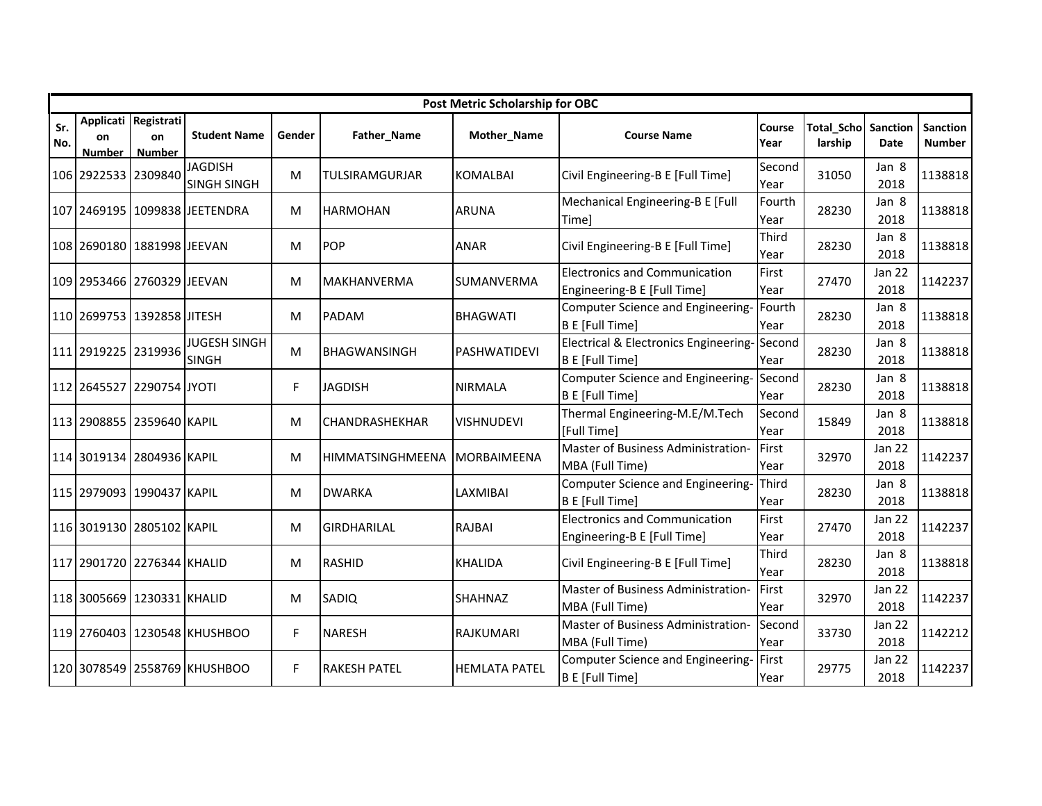| Post Metric Scholarship for OBC | | | | | | | | | | | |
|---|---|---|---|---|---|---|---|---|---|---|---|
| Sr. No. | Application Number | Registration Number | Student Name | Gender | Father_Name | Mother_Name | Course Name | Course Year | Total_Scholarship | Sanction Date | Sanction Number |
| 106 | 2922533 | 2309840 | JAGDISH SINGH SINGH | M | TULSIRAMGURJAR | KOMALBAI | Civil Engineering-B E [Full Time] | Second Year | 31050 | Jan 8 2018 | 1138818 |
| 107 | 2469195 | 1099838 | JEETENDRA | M | HARMOHAN | ARUNA | Mechanical Engineering-B E [Full Time] | Fourth Year | 28230 | Jan 8 2018 | 1138818 |
| 108 | 2690180 | 1881998 | JEEVAN | M | POP | ANAR | Civil Engineering-B E [Full Time] | Third Year | 28230 | Jan 8 2018 | 1138818 |
| 109 | 2953466 | 2760329 | JEEVAN | M | MAKHANVERMA | SUMANVERMA | Electronics and Communication Engineering-B E [Full Time] | First Year | 27470 | Jan 22 2018 | 1142237 |
| 110 | 2699753 | 1392858 | JITESH | M | PADAM | BHAGWATI | Computer Science and Engineering-B E [Full Time] | Fourth Year | 28230 | Jan 8 2018 | 1138818 |
| 111 | 2919225 | 2319936 | JUGESH SINGH SINGH | M | BHAGWANSINGH | PASHWATIDEVI | Electrical & Electronics Engineering-B E [Full Time] | Second Year | 28230 | Jan 8 2018 | 1138818 |
| 112 | 2645527 | 2290754 | JYOTI | F | JAGDISH | NIRMALA | Computer Science and Engineering-B E [Full Time] | Second Year | 28230 | Jan 8 2018 | 1138818 |
| 113 | 2908855 | 2359640 | KAPIL | M | CHANDRASHEKHAR | VISHNUDEVI | Thermal Engineering-M.E/M.Tech [Full Time] | Second Year | 15849 | Jan 8 2018 | 1138818 |
| 114 | 3019134 | 2804936 | KAPIL | M | HIMMATSINGHMEENA | MORBAIMEENA | Master of Business Administration-MBA (Full Time) | First Year | 32970 | Jan 22 2018 | 1142237 |
| 115 | 2979093 | 1990437 | KAPIL | M | DWARKA | LAXMIBAI | Computer Science and Engineering-B E [Full Time] | Third Year | 28230 | Jan 8 2018 | 1138818 |
| 116 | 3019130 | 2805102 | KAPIL | M | GIRDHARILAL | RAJBAI | Electronics and Communication Engineering-B E [Full Time] | First Year | 27470 | Jan 22 2018 | 1142237 |
| 117 | 2901720 | 2276344 | KHALID | M | RASHID | KHALIDA | Civil Engineering-B E [Full Time] | Third Year | 28230 | Jan 8 2018 | 1138818 |
| 118 | 3005669 | 1230331 | KHALID | M | SADIQ | SHAHNAZ | Master of Business Administration-MBA (Full Time) | First Year | 32970 | Jan 22 2018 | 1142237 |
| 119 | 2760403 | 1230548 | KHUSHBOO | F | NARESH | RAJKUMARI | Master of Business Administration-MBA (Full Time) | Second Year | 33730 | Jan 22 2018 | 1142212 |
| 120 | 3078549 | 2558769 | KHUSHBOO | F | RAKESH PATEL | HEMLATA PATEL | Computer Science and Engineering-B E [Full Time] | First Year | 29775 | Jan 22 2018 | 1142237 |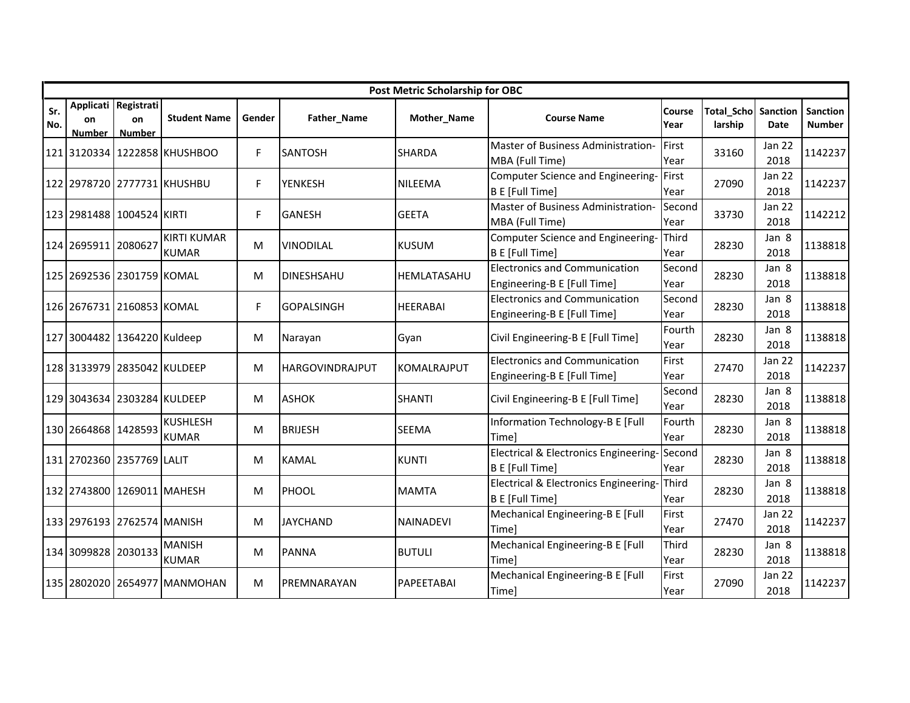| Post Metric Scholarship for OBC | | | | | | | | | | | | |
|---|---|---|---|---|---|---|---|---|---|---|---|---|
| Sr. No. | Application Number | Registration Number | Student Name | Gender | Father_Name | Mother_Name | Course Name | Course Year | Total_Scholarship | Sanction Date | Sanction Number |
| 121 | 3120334 | 1222858 | KHUSHBOO | F | SANTOSH | SHARDA | Master of Business Administration-MBA (Full Time) | First Year | 33160 | Jan 22 2018 | 1142237 |
| 122 | 2978720 | 2777731 | KHUSHBU | F | YENKESH | NILEEMA | Computer Science and Engineering-B E [Full Time] | First Year | 27090 | Jan 22 2018 | 1142237 |
| 123 | 2981488 | 1004524 | KIRTI | F | GANESH | GEETA | Master of Business Administration-MBA (Full Time) | Second Year | 33730 | Jan 22 2018 | 1142212 |
| 124 | 2695911 | 2080627 | KIRTI KUMAR KUMAR | M | VINODILAL | KUSUM | Computer Science and Engineering-B E [Full Time] | Third Year | 28230 | Jan 8 2018 | 1138818 |
| 125 | 2692536 | 2301759 | KOMAL | M | DINESHSAHU | HEMLATASAHU | Electronics and Communication Engineering-B E [Full Time] | Second Year | 28230 | Jan 8 2018 | 1138818 |
| 126 | 2676731 | 2160853 | KOMAL | F | GOPALSINGH | HEERABAI | Electronics and Communication Engineering-B E [Full Time] | Second Year | 28230 | Jan 8 2018 | 1138818 |
| 127 | 3004482 | 1364220 | Kuldeep | M | Narayan | Gyan | Civil Engineering-B E [Full Time] | Fourth Year | 28230 | Jan 8 2018 | 1138818 |
| 128 | 3133979 | 2835042 | KULDEEP | M | HARGOVINDRAJPUT | KOMALRAJPUT | Electronics and Communication Engineering-B E [Full Time] | First Year | 27470 | Jan 22 2018 | 1142237 |
| 129 | 3043634 | 2303284 | KULDEEP | M | ASHOK | SHANTI | Civil Engineering-B E [Full Time] | Second Year | 28230 | Jan 8 2018 | 1138818 |
| 130 | 2664868 | 1428593 | KUSHLESH KUMAR | M | BRIJESH | SEEMA | Information Technology-B E [Full Time] | Fourth Year | 28230 | Jan 8 2018 | 1138818 |
| 131 | 2702360 | 2357769 | LALIT | M | KAMAL | KUNTI | Electrical & Electronics Engineering-B E [Full Time] | Second Year | 28230 | Jan 8 2018 | 1138818 |
| 132 | 2743800 | 1269011 | MAHESH | M | PHOOL | MAMTA | Electrical & Electronics Engineering-B E [Full Time] | Third Year | 28230 | Jan 8 2018 | 1138818 |
| 133 | 2976193 | 2762574 | MANISH | M | JAYCHAND | NAINADEVI | Mechanical Engineering-B E [Full Time] | First Year | 27470 | Jan 22 2018 | 1142237 |
| 134 | 3099828 | 2030133 | MANISH KUMAR | M | PANNA | BUTULI | Mechanical Engineering-B E [Full Time] | Third Year | 28230 | Jan 8 2018 | 1138818 |
| 135 | 2802020 | 2654977 | MANMOHAN | M | PREMNARAYAN | PAPEETABAI | Mechanical Engineering-B E [Full Time] | First Year | 27090 | Jan 22 2018 | 1142237 |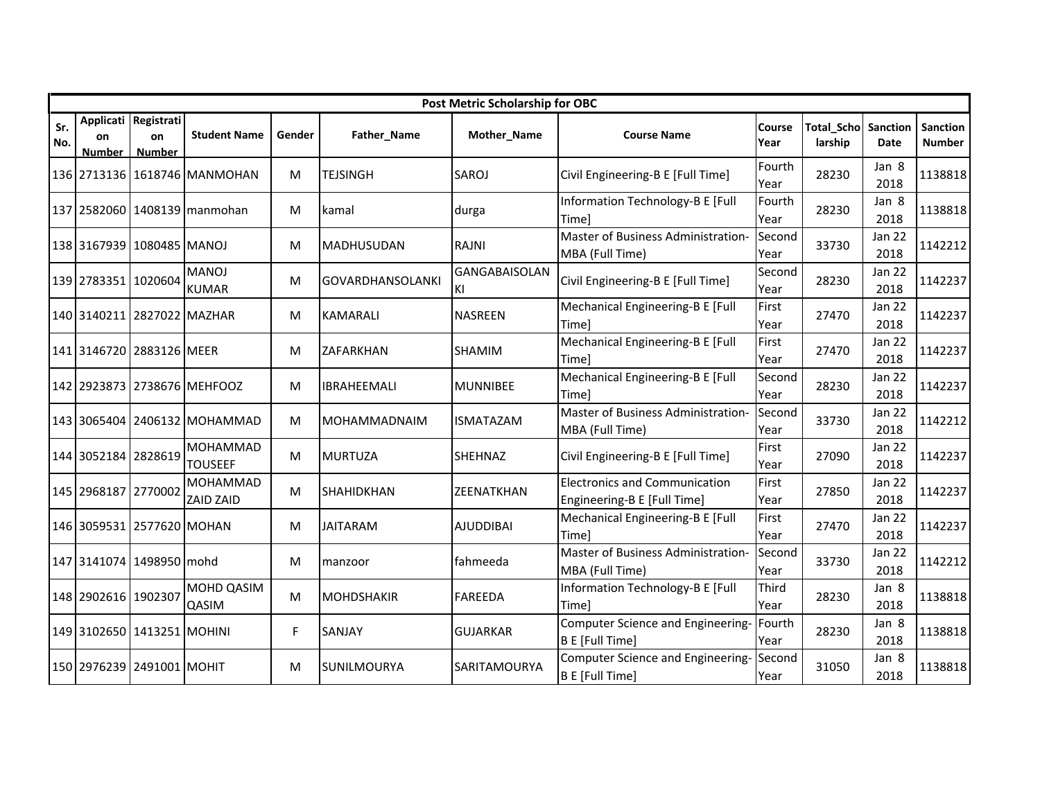| Post Metric Scholarship for OBC | | | | | | | | | | | | |
|---|---|---|---|---|---|---|---|---|---|---|---|---|
| Sr. No. | Application Number | Registration Number | Student Name | Gender | Father_Name | Mother_Name | Course Name | Course Year | Total_Scholarship | Sanction Date | Sanction Number |
| 136 | 2713136 | 1618746 | MANMOHAN | M | TEJSINGH | SAROJ | Civil Engineering-B E [Full Time] | Fourth Year | 28230 | Jan 8 2018 | 1138818 |
| 137 | 2582060 | 1408139 | manmohan | M | kamal | durga | Information Technology-B E [Full Time] | Fourth Year | 28230 | Jan 8 2018 | 1138818 |
| 138 | 3167939 | 1080485 | MANOJ | M | MADHUSUDAN | RAJNI | Master of Business Administration-MBA (Full Time) | Second Year | 33730 | Jan 22 2018 | 1142212 |
| 139 | 2783351 | 1020604 | MANOJ KUMAR | M | GOVARDHANSOLANKI | GANGABAISOLANKI | Civil Engineering-B E [Full Time] | Second Year | 28230 | Jan 22 2018 | 1142237 |
| 140 | 3140211 | 2827022 | MAZHAR | M | KAMARALI | NASREEN | Mechanical Engineering-B E [Full Time] | First Year | 27470 | Jan 22 2018 | 1142237 |
| 141 | 3146720 | 2883126 | MEER | M | ZAFARKHAN | SHAMIM | Mechanical Engineering-B E [Full Time] | First Year | 27470 | Jan 22 2018 | 1142237 |
| 142 | 2923873 | 2738676 | MEHFOOZ | M | IBRAHEEMALI | MUNNIBEE | Mechanical Engineering-B E [Full Time] | Second Year | 28230 | Jan 22 2018 | 1142237 |
| 143 | 3065404 | 2406132 | MOHAMMAD | M | MOHAMMADNAIM | ISMATAZAM | Master of Business Administration-MBA (Full Time) | Second Year | 33730 | Jan 22 2018 | 1142212 |
| 144 | 3052184 | 2828619 | MOHAMMAD TOUSEEF | M | MURTUZA | SHEHNAZ | Civil Engineering-B E [Full Time] | First Year | 27090 | Jan 22 2018 | 1142237 |
| 145 | 2968187 | 2770002 | MOHAMMAD ZAID ZAID | M | SHAHIDKHAN | ZEENATKHAN | Electronics and Communication Engineering-B E [Full Time] | First Year | 27850 | Jan 22 2018 | 1142237 |
| 146 | 3059531 | 2577620 | MOHAN | M | JAITARAM | AJUDDIBAI | Mechanical Engineering-B E [Full Time] | First Year | 27470 | Jan 22 2018 | 1142237 |
| 147 | 3141074 | 1498950 | mohd | M | manzoor | fahmeeda | Master of Business Administration-MBA (Full Time) | Second Year | 33730 | Jan 22 2018 | 1142212 |
| 148 | 2902616 | 1902307 | MOHD QASIM QASIM | M | MOHDSHAKIR | FAREEDA | Information Technology-B E [Full Time] | Third Year | 28230 | Jan 8 2018 | 1138818 |
| 149 | 3102650 | 1413251 | MOHINI | F | SANJAY | GUJARKAR | Computer Science and Engineering-B E [Full Time] | Fourth Year | 28230 | Jan 8 2018 | 1138818 |
| 150 | 2976239 | 2491001 | MOHIT | M | SUNILMOURYA | SARITAMOURYA | Computer Science and Engineering-B E [Full Time] | Second Year | 31050 | Jan 8 2018 | 1138818 |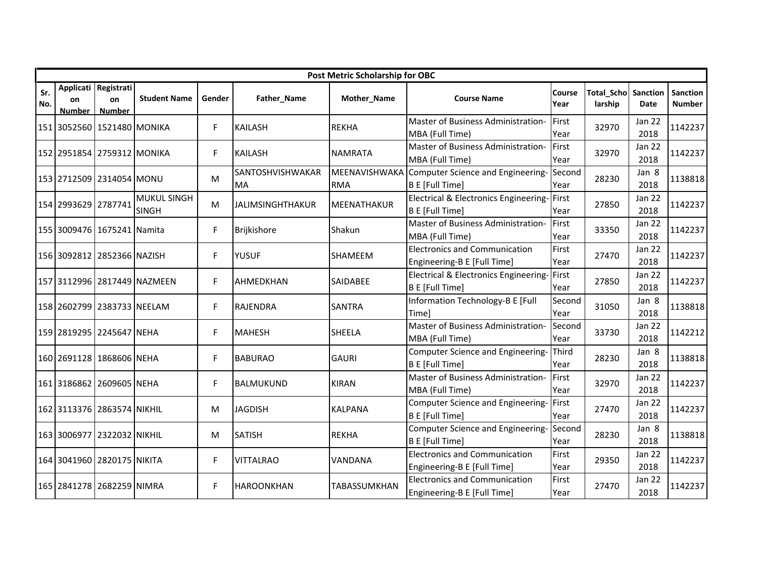| Post Metric Scholarship for OBC | | | | | | | | | | | |
|---|---|---|---|---|---|---|---|---|---|---|---|
| Sr. No. | Application Number | Registration Number | Student Name | Gender | Father_Name | Mother_Name | Course Name | Course Year | Total_Scholarship | Sanction Date | Sanction Number |
| 151 | 3052560 | 1521480 | MONIKA | F | KAILASH | REKHA | Master of Business Administration-MBA (Full Time) | First Year | 32970 | Jan 22 2018 | 1142237 |
| 152 | 2951854 | 2759312 | MONIKA | F | KAILASH | NAMRATA | Master of Business Administration-MBA (Full Time) | First Year | 32970 | Jan 22 2018 | 1142237 |
| 153 | 2712509 | 2314054 | MONU | M | SANTOSHVISHWAKARMA | MEENAVISHWAKARMA | Computer Science and Engineering-B E [Full Time] | Second Year | 28230 | Jan 8 2018 | 1138818 |
| 154 | 2993629 | 2787741 | MUKUL SINGH SINGH | M | JALIMSINGHTHAKUR | MEENATHAKUR | Electrical & Electronics Engineering-B E [Full Time] | First Year | 27850 | Jan 22 2018 | 1142237 |
| 155 | 3009476 | 1675241 | Namita | F | Brijkishore | Shakun | Master of Business Administration-MBA (Full Time) | First Year | 33350 | Jan 22 2018 | 1142237 |
| 156 | 3092812 | 2852366 | NAZISH | F | YUSUF | SHAMEEM | Electronics and Communication Engineering-B E [Full Time] | First Year | 27470 | Jan 22 2018 | 1142237 |
| 157 | 3112996 | 2817449 | NAZMEEN | F | AHMEDKHAN | SAIDABEE | Electrical & Electronics Engineering-B E [Full Time] | First Year | 27850 | Jan 22 2018 | 1142237 |
| 158 | 2602799 | 2383733 | NEELAM | F | RAJENDRA | SANTRA | Information Technology-B E [Full Time] | Second Year | 31050 | Jan 8 2018 | 1138818 |
| 159 | 2819295 | 2245647 | NEHA | F | MAHESH | SHEELA | Master of Business Administration-MBA (Full Time) | Second Year | 33730 | Jan 22 2018 | 1142212 |
| 160 | 2691128 | 1868606 | NEHA | F | BABURAO | GAURI | Computer Science and Engineering-B E [Full Time] | Third Year | 28230 | Jan 8 2018 | 1138818 |
| 161 | 3186862 | 2609605 | NEHA | F | BALMUKUND | KIRAN | Master of Business Administration-MBA (Full Time) | First Year | 32970 | Jan 22 2018 | 1142237 |
| 162 | 3113376 | 2863574 | NIKHIL | M | JAGDISH | KALPANA | Computer Science and Engineering-B E [Full Time] | First Year | 27470 | Jan 22 2018 | 1142237 |
| 163 | 3006977 | 2322032 | NIKHIL | M | SATISH | REKHA | Computer Science and Engineering-B E [Full Time] | Second Year | 28230 | Jan 8 2018 | 1138818 |
| 164 | 3041960 | 2820175 | NIKITA | F | VITTALRAO | VANDANA | Electronics and Communication Engineering-B E [Full Time] | First Year | 29350 | Jan 22 2018 | 1142237 |
| 165 | 2841278 | 2682259 | NIMRA | F | HAROONKHAN | TABASSUMKHAN | Electronics and Communication Engineering-B E [Full Time] | First Year | 27470 | Jan 22 2018 | 1142237 |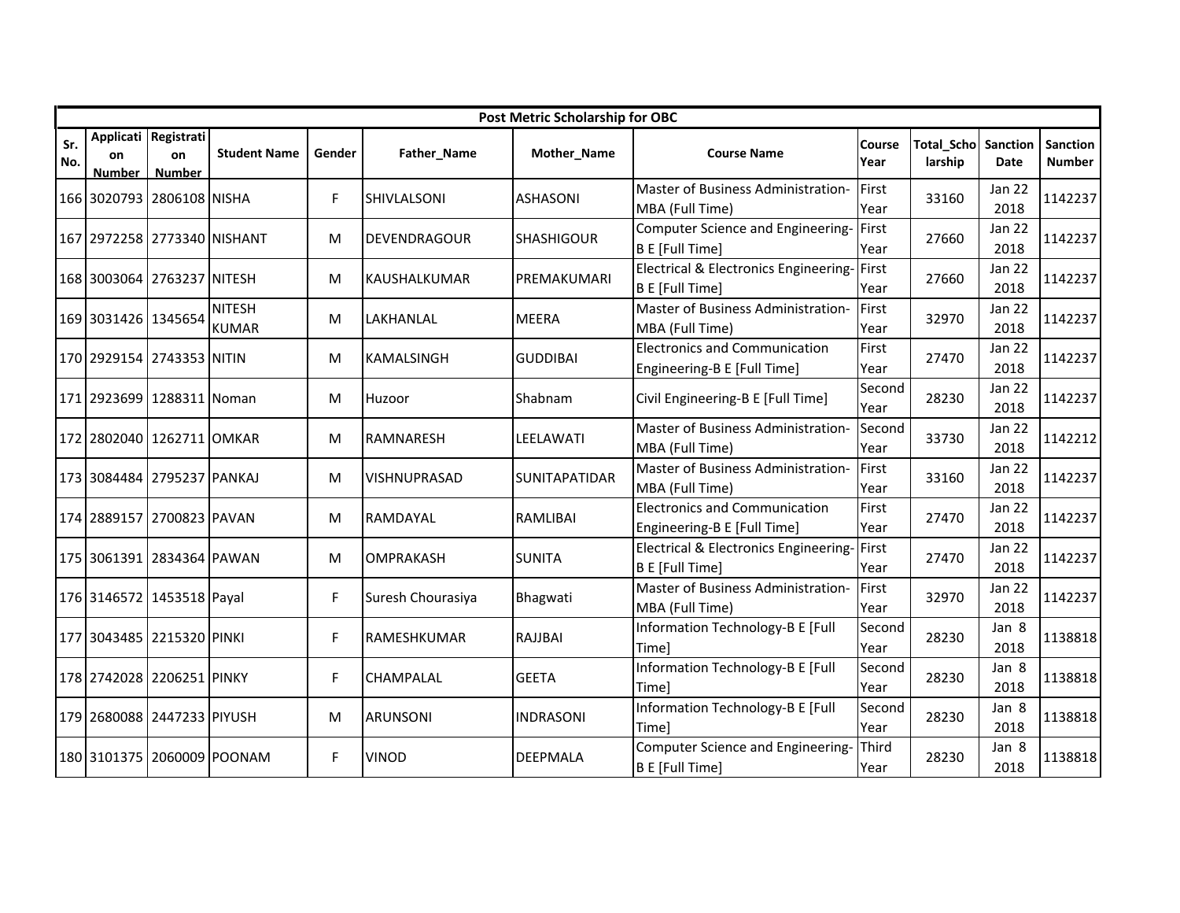| Post Metric Scholarship for OBC | | | | | | | | | | | |
|---|---|---|---|---|---|---|---|---|---|---|---|
| Sr. No. | Application Number | Registration Number | Student Name | Gender | Father_Name | Mother_Name | Course Name | Course Year | Total_Scholarship | Sanction Date | Sanction Number |
| 166 | 3020793 | 2806108 | NISHA | F | SHIVLALSONI | ASHASONI | Master of Business Administration-MBA (Full Time) | First Year | 33160 | Jan 22 2018 | 1142237 |
| 167 | 2972258 | 2773340 | NISHANT | M | DEVENDRAGOUR | SHASHIGOUR | Computer Science and Engineering-B E [Full Time] | First Year | 27660 | Jan 22 2018 | 1142237 |
| 168 | 3003064 | 2763237 | NITESH | M | KAUSHALKUMAR | PREMAKUMARI | Electrical & Electronics Engineering-B E [Full Time] | First Year | 27660 | Jan 22 2018 | 1142237 |
| 169 | 3031426 | 1345654 | NITESH KUMAR | M | LAKHANLAL | MEERA | Master of Business Administration-MBA (Full Time) | First Year | 32970 | Jan 22 2018 | 1142237 |
| 170 | 2929154 | 2743353 | NITIN | M | KAMALSINGH | GUDDIBAI | Electronics and Communication Engineering-B E [Full Time] | First Year | 27470 | Jan 22 2018 | 1142237 |
| 171 | 2923699 | 1288311 | Noman | M | Huzoor | Shabnam | Civil Engineering-B E [Full Time] | Second Year | 28230 | Jan 22 2018 | 1142237 |
| 172 | 2802040 | 1262711 | OMKAR | M | RAMNARESH | LEELAWATI | Master of Business Administration-MBA (Full Time) | Second Year | 33730 | Jan 22 2018 | 1142212 |
| 173 | 3084484 | 2795237 | PANKAJ | M | VISHNUPRASAD | SUNITAPATIDAR | Master of Business Administration-MBA (Full Time) | First Year | 33160 | Jan 22 2018 | 1142237 |
| 174 | 2889157 | 2700823 | PAVAN | M | RAMDAYAL | RAMLIBAI | Electronics and Communication Engineering-B E [Full Time] | First Year | 27470 | Jan 22 2018 | 1142237 |
| 175 | 3061391 | 2834364 | PAWAN | M | OMPRAKASH | SUNITA | Electrical & Electronics Engineering-B E [Full Time] | First Year | 27470 | Jan 22 2018 | 1142237 |
| 176 | 3146572 | 1453518 | Payal | F | Suresh Chourasiya | Bhagwati | Master of Business Administration-MBA (Full Time) | First Year | 32970 | Jan 22 2018 | 1142237 |
| 177 | 3043485 | 2215320 | PINKI | F | RAMESHKUMAR | RAJJBAI | Information Technology-B E [Full Time] | Second Year | 28230 | Jan 8 2018 | 1138818 |
| 178 | 2742028 | 2206251 | PINKY | F | CHAMPALAL | GEETA | Information Technology-B E [Full Time] | Second Year | 28230 | Jan 8 2018 | 1138818 |
| 179 | 2680088 | 2447233 | PIYUSH | M | ARUNSONI | INDRASONI | Information Technology-B E [Full Time] | Second Year | 28230 | Jan 8 2018 | 1138818 |
| 180 | 3101375 | 2060009 | POONAM | F | VINOD | DEEPMALA | Computer Science and Engineering-B E [Full Time] | Third Year | 28230 | Jan 8 2018 | 1138818 |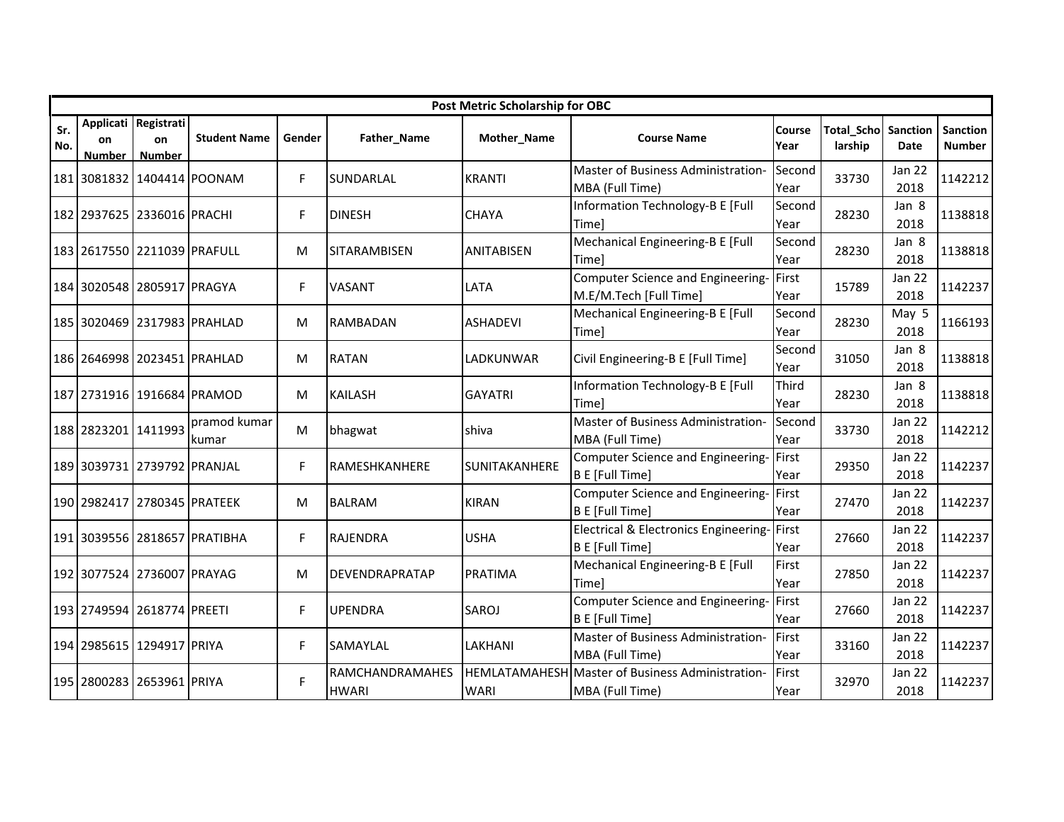| Post Metric Scholarship for OBC | | | | | | | | | | | | |
|---|---|---|---|---|---|---|---|---|---|---|---|---|
| Sr. No. | Application Number | Registration Number | Student Name | Gender | Father_Name | Mother_Name | Course Name | Course Year | Total_Scholarship | Sanction Date | Sanction Number |
| 181 | 3081832 | 1404414 | POONAM | F | SUNDARLAL | KRANTI | Master of Business Administration-MBA (Full Time) | Second Year | 33730 | Jan 22 2018 | 1142212 |
| 182 | 2937625 | 2336016 | PRACHI | F | DINESH | CHAYA | Information Technology-B E [Full Time] | Second Year | 28230 | Jan 8 2018 | 1138818 |
| 183 | 2617550 | 2211039 | PRAFULL | M | SITARAMBISEN | ANITABISEN | Mechanical Engineering-B E [Full Time] | Second Year | 28230 | Jan 8 2018 | 1138818 |
| 184 | 3020548 | 2805917 | PRAGYA | F | VASANT | LATA | Computer Science and Engineering-M.E/M.Tech [Full Time] | First Year | 15789 | Jan 22 2018 | 1142237 |
| 185 | 3020469 | 2317983 | PRAHLAD | M | RAMBADAN | ASHADEVI | Mechanical Engineering-B E [Full Time] | Second Year | 28230 | May 5 2018 | 1166193 |
| 186 | 2646998 | 2023451 | PRAHLAD | M | RATAN | LADKUNWAR | Civil Engineering-B E [Full Time] | Second Year | 31050 | Jan 8 2018 | 1138818 |
| 187 | 2731916 | 1916684 | PRAMOD | M | KAILASH | GAYATRI | Information Technology-B E [Full Time] | Third Year | 28230 | Jan 8 2018 | 1138818 |
| 188 | 2823201 | 1411993 | pramod kumar kumar | M | bhagwat | shiva | Master of Business Administration-MBA (Full Time) | Second Year | 33730 | Jan 22 2018 | 1142212 |
| 189 | 3039731 | 2739792 | PRANJAL | F | RAMESHKANHERE | SUNITAKANHERE | Computer Science and Engineering-B E [Full Time] | First Year | 29350 | Jan 22 2018 | 1142237 |
| 190 | 2982417 | 2780345 | PRATEEK | M | BALRAM | KIRAN | Computer Science and Engineering-B E [Full Time] | First Year | 27470 | Jan 22 2018 | 1142237 |
| 191 | 3039556 | 2818657 | PRATIBHA | F | RAJENDRA | USHA | Electrical & Electronics Engineering-B E [Full Time] | First Year | 27660 | Jan 22 2018 | 1142237 |
| 192 | 3077524 | 2736007 | PRAYAG | M | DEVENDRAPRATAP | PRATIMA | Mechanical Engineering-B E [Full Time] | First Year | 27850 | Jan 22 2018 | 1142237 |
| 193 | 2749594 | 2618774 | PREETI | F | UPENDRA | SAROJ | Computer Science and Engineering-B E [Full Time] | First Year | 27660 | Jan 22 2018 | 1142237 |
| 194 | 2985615 | 1294917 | PRIYA | F | SAMAYLAL | LAKHANI | Master of Business Administration-MBA (Full Time) | First Year | 33160 | Jan 22 2018 | 1142237 |
| 195 | 2800283 | 2653961 | PRIYA | F | RAMCHANDRAMAHESHWARI | HEMLATAMAHESHWARI | Master of Business Administration-MBA (Full Time) | First Year | 32970 | Jan 22 2018 | 1142237 |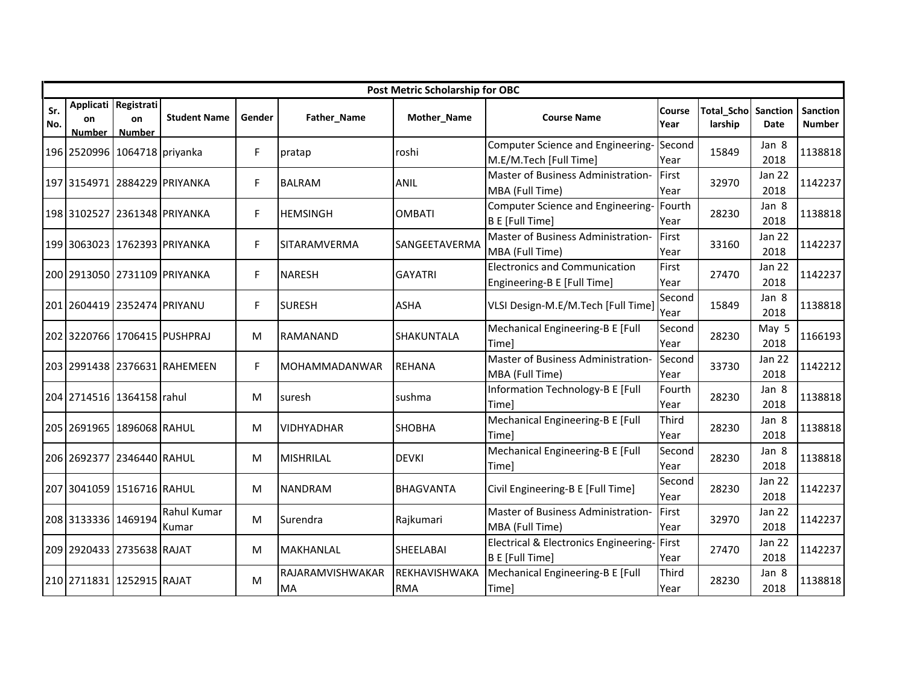| Post Metric Scholarship for OBC | | | | | | | | | | | | |
|---|---|---|---|---|---|---|---|---|---|---|---|---|
| Sr. No. | Application Number | Registration Number | Student Name | Gender | Father_Name | Mother_Name | Course Name | Course Year | Total_Scholarship | Sanction Date | Sanction Number |
| 196 | 2520996 | 1064718 | priyanka | F | pratap | roshi | Computer Science and Engineering-M.E/M.Tech [Full Time] | Second Year | 15849 | Jan 8 2018 | 1138818 |
| 197 | 3154971 | 2884229 | PRIYANKA | F | BALRAM | ANIL | Master of Business Administration-MBA (Full Time) | First Year | 32970 | Jan 22 2018 | 1142237 |
| 198 | 3102527 | 2361348 | PRIYANKA | F | HEMSINGH | OMBATI | Computer Science and Engineering-B E [Full Time] | Fourth Year | 28230 | Jan 8 2018 | 1138818 |
| 199 | 3063023 | 1762393 | PRIYANKA | F | SITARAMVERMA | SANGEETAVERMA | Master of Business Administration-MBA (Full Time) | First Year | 33160 | Jan 22 2018 | 1142237 |
| 200 | 2913050 | 2731109 | PRIYANKA | F | NARESH | GAYATRI | Electronics and Communication Engineering-B E [Full Time] | First Year | 27470 | Jan 22 2018 | 1142237 |
| 201 | 2604419 | 2352474 | PRIYANU | F | SURESH | ASHA | VLSI Design-M.E/M.Tech [Full Time] | Second Year | 15849 | Jan 8 2018 | 1138818 |
| 202 | 3220766 | 1706415 | PUSHPRAJ | M | RAMANAND | SHAKUNTALA | Mechanical Engineering-B E [Full Time] | Second Year | 28230 | May 5 2018 | 1166193 |
| 203 | 2991438 | 2376631 | RAHEMEEN | F | MOHAMMADANWAR | REHANA | Master of Business Administration-MBA (Full Time) | Second Year | 33730 | Jan 22 2018 | 1142212 |
| 204 | 2714516 | 1364158 | rahul | M | suresh | sushma | Information Technology-B E [Full Time] | Fourth Year | 28230 | Jan 8 2018 | 1138818 |
| 205 | 2691965 | 1896068 | RAHUL | M | VIDHYADHAR | SHOBHA | Mechanical Engineering-B E [Full Time] | Third Year | 28230 | Jan 8 2018 | 1138818 |
| 206 | 2692377 | 2346440 | RAHUL | M | MISHRILAL | DEVKI | Mechanical Engineering-B E [Full Time] | Second Year | 28230 | Jan 8 2018 | 1138818 |
| 207 | 3041059 | 1516716 | RAHUL | M | NANDRAM | BHAGVANTA | Civil Engineering-B E [Full Time] | Second Year | 28230 | Jan 22 2018 | 1142237 |
| 208 | 3133336 | 1469194 | Rahul Kumar Kumar | M | Surendra | Rajkumari | Master of Business Administration-MBA (Full Time) | First Year | 32970 | Jan 22 2018 | 1142237 |
| 209 | 2920433 | 2735638 | RAJAT | M | MAKHANLAL | SHEELABAI | Electrical & Electronics Engineering-B E [Full Time] | First Year | 27470 | Jan 22 2018 | 1142237 |
| 210 | 2711831 | 1252915 | RAJAT | M | RAJARAMVISHWAKARMA | REKHAVISHWAKARMA | Mechanical Engineering-B E [Full Time] | Third Year | 28230 | Jan 8 2018 | 1138818 |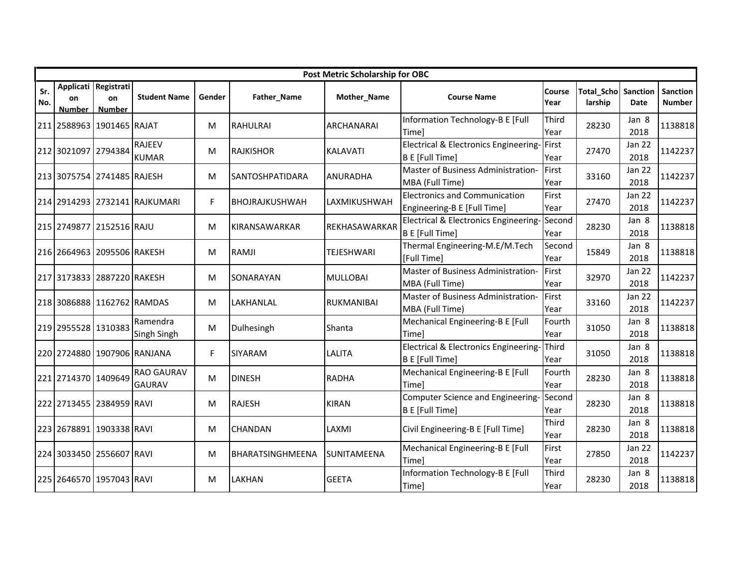| Post Metric Scholarship for OBC | | | | | | | | | | | | |
|---|---|---|---|---|---|---|---|---|---|---|---|---|
| Sr. No. | Application Number | Registration Number | Student Name | Gender | Father_Name | Mother_Name | Course Name | Course Year | Total_Scholarship | Sanction Date | Sanction Number |
| 211 | 2588963 | 1901465 | RAJAT | M | RAHULRAI | ARCHANARAI | Information Technology-B E [Full Time] | Third Year | 28230 | Jan 8 2018 | 1138818 |
| 212 | 3021097 | 2794384 | RAJEEV KUMAR | M | RAJKISHOR | KALAVATI | Electrical & Electronics Engineering-B E [Full Time] | First Year | 27470 | Jan 22 2018 | 1142237 |
| 213 | 3075754 | 2741485 | RAJESH | M | SANTOSHPATIDARA | ANURADHA | Master of Business Administration-MBA (Full Time) | First Year | 33160 | Jan 22 2018 | 1142237 |
| 214 | 2914293 | 2732141 | RAJKUMARI | F | BHOJRAJKUSHWAH | LAXMIKUSHWAH | Electronics and Communication Engineering-B E [Full Time] | First Year | 27470 | Jan 22 2018 | 1142237 |
| 215 | 2749877 | 2152516 | RAJU | M | KIRANSAWARKAR | REKHASAWARKAR | Electrical & Electronics Engineering-B E [Full Time] | Second Year | 28230 | Jan 8 2018 | 1138818 |
| 216 | 2664963 | 2095506 | RAKESH | M | RAMJI | TEJESHWARI | Thermal Engineering-M.E/M.Tech [Full Time] | Second Year | 15849 | Jan 8 2018 | 1138818 |
| 217 | 3173833 | 2887220 | RAKESH | M | SONARAYAN | MULLOBAI | Master of Business Administration-MBA (Full Time) | First Year | 32970 | Jan 22 2018 | 1142237 |
| 218 | 3086888 | 1162762 | RAMDAS | M | LAKHANLAL | RUKMANIBAI | Master of Business Administration-MBA (Full Time) | First Year | 33160 | Jan 22 2018 | 1142237 |
| 219 | 2955528 | 1310383 | Ramendra Singh Singh | M | Dulhesingh | Shanta | Mechanical Engineering-B E [Full Time] | Fourth Year | 31050 | Jan 8 2018 | 1138818 |
| 220 | 2724880 | 1907906 | RANJANA | F | SIYARAM | LALITA | Electrical & Electronics Engineering-B E [Full Time] | Third Year | 31050 | Jan 8 2018 | 1138818 |
| 221 | 2714370 | 1409649 | RAO GAURAV GAURAV | M | DINESH | RADHA | Mechanical Engineering-B E [Full Time] | Fourth Year | 28230 | Jan 8 2018 | 1138818 |
| 222 | 2713455 | 2384959 | RAVI | M | RAJESH | KIRAN | Computer Science and Engineering-B E [Full Time] | Second Year | 28230 | Jan 8 2018 | 1138818 |
| 223 | 2678891 | 1903338 | RAVI | M | CHANDAN | LAXMI | Civil Engineering-B E [Full Time] | Third Year | 28230 | Jan 8 2018 | 1138818 |
| 224 | 3033450 | 2556607 | RAVI | M | BHARATSINGHMEENA | SUNITAMEENA | Mechanical Engineering-B E [Full Time] | First Year | 27850 | Jan 22 2018 | 1142237 |
| 225 | 2646570 | 1957043 | RAVI | M | LAKHAN | GEETA | Information Technology-B E [Full Time] | Third Year | 28230 | Jan 8 2018 | 1138818 |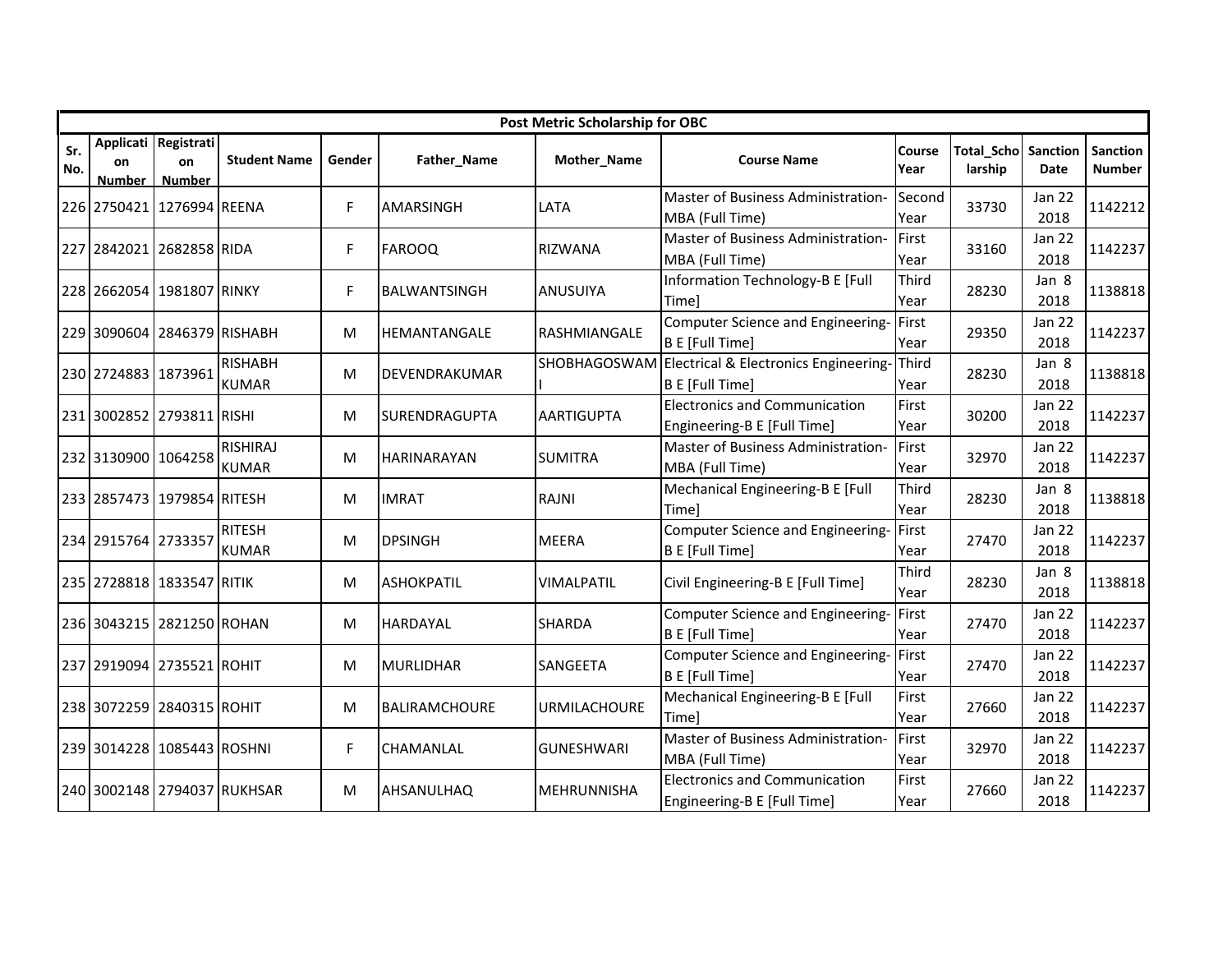| Post Metric Scholarship for OBC | | | | | | | | | | | |
|---|---|---|---|---|---|---|---|---|---|---|---|
| Sr. No. | Application Number | Registration Number | Student Name | Gender | Father_Name | Mother_Name | Course Name | Course Year | Total_Scholarship | Sanction Date | Sanction Number |
| 226 | 2750421 | 1276994 | REENA | F | AMARSINGH | LATA | Master of Business Administration-MBA (Full Time) | Second Year | 33730 | Jan 22 2018 | 1142212 |
| 227 | 2842021 | 2682858 | RIDA | F | FAROOQ | RIZWANA | Master of Business Administration-MBA (Full Time) | First Year | 33160 | Jan 22 2018 | 1142237 |
| 228 | 2662054 | 1981807 | RINKY | F | BALWANTSINGH | ANUSUIYA | Information Technology-B E [Full Time] | Third Year | 28230 | Jan 8 2018 | 1138818 |
| 229 | 3090604 | 2846379 | RISHABH | M | HEMANTANGALE | RASHMIANGALE | Computer Science and Engineering-B E [Full Time] | First Year | 29350 | Jan 22 2018 | 1142237 |
| 230 | 2724883 | 1873961 | RISHABH KUMAR | M | DEVENDRAKUMAR | SHOBHAGOSWAMI | Electrical & Electronics Engineering-B E [Full Time] | Third Year | 28230 | Jan 8 2018 | 1138818 |
| 231 | 3002852 | 2793811 | RISHI | M | SURENDRAGUPTA | AARTIGUPTA | Electronics and Communication Engineering-B E [Full Time] | First Year | 30200 | Jan 22 2018 | 1142237 |
| 232 | 3130900 | 1064258 | RISHIRAJ KUMAR | M | HARINARAYAN | SUMITRA | Master of Business Administration-MBA (Full Time) | First Year | 32970 | Jan 22 2018 | 1142237 |
| 233 | 2857473 | 1979854 | RITESH | M | IMRAT | RAJNI | Mechanical Engineering-B E [Full Time] | Third Year | 28230 | Jan 8 2018 | 1138818 |
| 234 | 2915764 | 2733357 | RITESH KUMAR | M | DPSINGH | MEERA | Computer Science and Engineering-B E [Full Time] | First Year | 27470 | Jan 22 2018 | 1142237 |
| 235 | 2728818 | 1833547 | RITIK | M | ASHOKPATIL | VIMALPATIL | Civil Engineering-B E [Full Time] | Third Year | 28230 | Jan 8 2018 | 1138818 |
| 236 | 3043215 | 2821250 | ROHAN | M | HARDAYAL | SHARDA | Computer Science and Engineering-B E [Full Time] | First Year | 27470 | Jan 22 2018 | 1142237 |
| 237 | 2919094 | 2735521 | ROHIT | M | MURLIDHAR | SANGEETA | Computer Science and Engineering-B E [Full Time] | First Year | 27470 | Jan 22 2018 | 1142237 |
| 238 | 3072259 | 2840315 | ROHIT | M | BALIRAMCHOURE | URMILACHOURE | Mechanical Engineering-B E [Full Time] | First Year | 27660 | Jan 22 2018 | 1142237 |
| 239 | 3014228 | 1085443 | ROSHNI | F | CHAMANLAL | GUNESHWARI | Master of Business Administration-MBA (Full Time) | First Year | 32970 | Jan 22 2018 | 1142237 |
| 240 | 3002148 | 2794037 | RUKHSAR | M | AHSANULHAQ | MEHRUNNISHA | Electronics and Communication Engineering-B E [Full Time] | First Year | 27660 | Jan 22 2018 | 1142237 |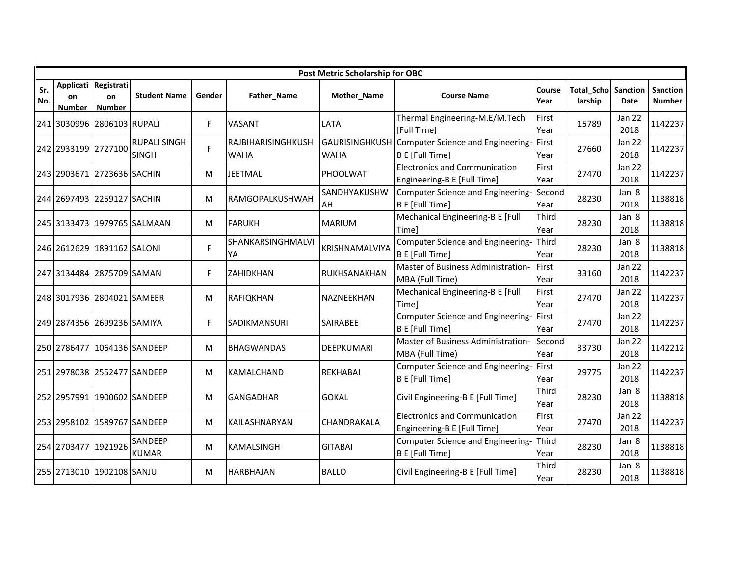| Post Metric Scholarship for OBC | | | | | | | | | | | | |
|---|---|---|---|---|---|---|---|---|---|---|---|---|
| Sr. No. | Application Number | Registration Number | Student Name | Gender | Father_Name | Mother_Name | Course Name | Course Year | Total_Scholarship | Sanction Date | Sanction Number |
| 241 | 3030996 | 2806103 | RUPALI | F | VASANT | LATA | Thermal Engineering-M.E/M.Tech [Full Time] | First Year | 15789 | Jan 22 2018 | 1142237 |
| 242 | 2933199 | 2727100 | RUPALI SINGH SINGH | F | RAJBIHARISINGHKUSHWAHA | GAURISINGHKUSHWAHA | Computer Science and Engineering-B E [Full Time] | First Year | 27660 | Jan 22 2018 | 1142237 |
| 243 | 2903671 | 2723636 | SACHIN | M | JEETMAL | PHOOLWATI | Electronics and Communication Engineering-B E [Full Time] | First Year | 27470 | Jan 22 2018 | 1142237 |
| 244 | 2697493 | 2259127 | SACHIN | M | RAMGOPALKUSHWAH | SANDHYAKUSHWAH | Computer Science and Engineering-B E [Full Time] | Second Year | 28230 | Jan 8 2018 | 1138818 |
| 245 | 3133473 | 1979765 | SALMAAN | M | FARUKH | MARIUM | Mechanical Engineering-B E [Full Time] | Third Year | 28230 | Jan 8 2018 | 1138818 |
| 246 | 2612629 | 1891162 | SALONI | F | SHANKARSINGHMALVIYA | KRISHNAMALVIYA | Computer Science and Engineering-B E [Full Time] | Third Year | 28230 | Jan 8 2018 | 1138818 |
| 247 | 3134484 | 2875709 | SAMAN | F | ZAHIDKHAN | RUKHSANAKHAN | Master of Business Administration-MBA (Full Time) | First Year | 33160 | Jan 22 2018 | 1142237 |
| 248 | 3017936 | 2804021 | SAMEER | M | RAFIQKHAN | NAZNEEKHAN | Mechanical Engineering-B E [Full Time] | First Year | 27470 | Jan 22 2018 | 1142237 |
| 249 | 2874356 | 2699236 | SAMIYA | F | SADIKMANSURI | SAIRABEE | Computer Science and Engineering-B E [Full Time] | First Year | 27470 | Jan 22 2018 | 1142237 |
| 250 | 2786477 | 1064136 | SANDEEP | M | BHAGWANDAS | DEEPKUMARI | Master of Business Administration-MBA (Full Time) | Second Year | 33730 | Jan 22 2018 | 1142212 |
| 251 | 2978038 | 2552477 | SANDEEP | M | KAMALCHAND | REKHABAI | Computer Science and Engineering-B E [Full Time] | First Year | 29775 | Jan 22 2018 | 1142237 |
| 252 | 2957991 | 1900602 | SANDEEP | M | GANGADHAR | GOKAL | Civil Engineering-B E [Full Time] | Third Year | 28230 | Jan 8 2018 | 1138818 |
| 253 | 2958102 | 1589767 | SANDEEP | M | KAILASHNARYAN | CHANDRAKALA | Electronics and Communication Engineering-B E [Full Time] | First Year | 27470 | Jan 22 2018 | 1142237 |
| 254 | 2703477 | 1921926 | SANDEEP KUMAR | M | KAMALSINGH | GITABAI | Computer Science and Engineering-B E [Full Time] | Third Year | 28230 | Jan 8 2018 | 1138818 |
| 255 | 2713010 | 1902108 | SANJU | M | HARBHAJAN | BALLO | Civil Engineering-B E [Full Time] | Third Year | 28230 | Jan 8 2018 | 1138818 |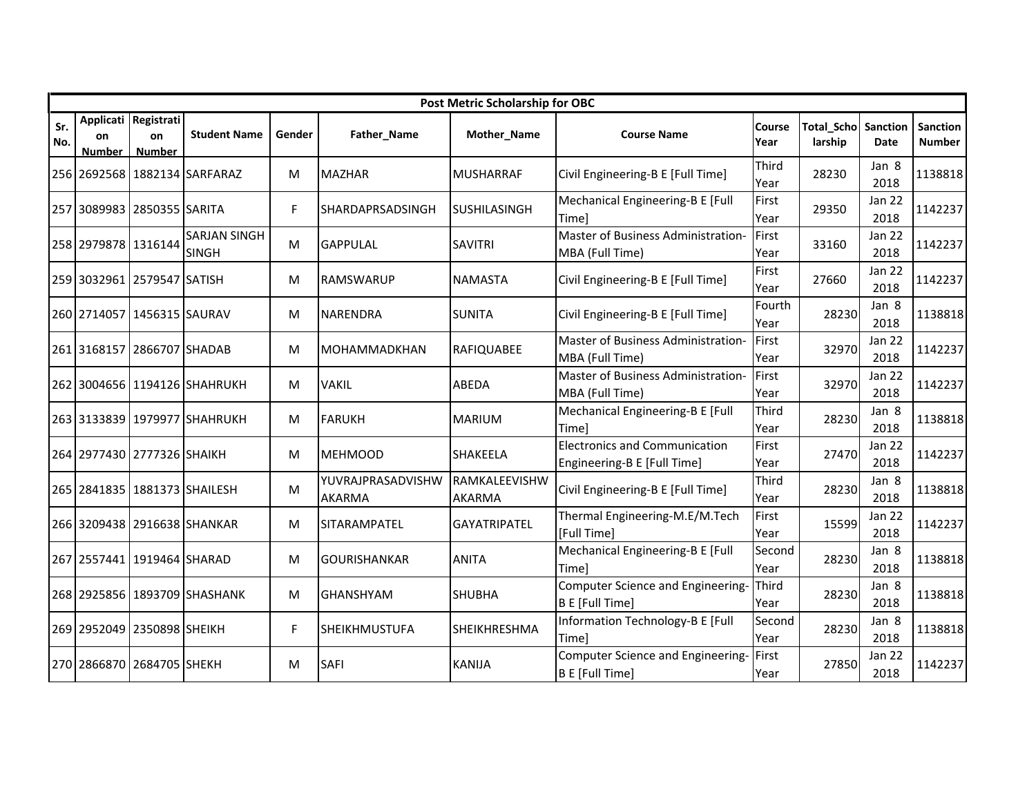| Post Metric Scholarship for OBC | | | | | | | | | | | |
|---|---|---|---|---|---|---|---|---|---|---|---|
| Sr. No. | Application Number | Registration Number | Student Name | Gender | Father_Name | Mother_Name | Course Name | Course Year | Total_Scholarship | Sanction Date | Sanction Number |
| 256 | 2692568 | 1882134 | SARFARAZ | M | MAZHAR | MUSHARRAF | Civil Engineering-B E [Full Time] | Third Year | 28230 | Jan 8 2018 | 1138818 |
| 257 | 3089983 | 2850355 | SARITA | F | SHARDAPRSADSINGH | SUSHILASINGH | Mechanical Engineering-B E [Full Time] | First Year | 29350 | Jan 22 2018 | 1142237 |
| 258 | 2979878 | 1316144 | SARJAN SINGH SINGH | M | GAPPULAL | SAVITRI | Master of Business Administration-MBA (Full Time) | First Year | 33160 | Jan 22 2018 | 1142237 |
| 259 | 3032961 | 2579547 | SATISH | M | RAMSWARUP | NAMASTA | Civil Engineering-B E [Full Time] | First Year | 27660 | Jan 22 2018 | 1142237 |
| 260 | 2714057 | 1456315 | SAURAV | M | NARENDRA | SUNITA | Civil Engineering-B E [Full Time] | Fourth Year | 28230 | Jan 8 2018 | 1138818 |
| 261 | 3168157 | 2866707 | SHADAB | M | MOHAMMADKHAN | RAFIQUABEE | Master of Business Administration-MBA (Full Time) | First Year | 32970 | Jan 22 2018 | 1142237 |
| 262 | 3004656 | 1194126 | SHAHRUKH | M | VAKIL | ABEDA | Master of Business Administration-MBA (Full Time) | First Year | 32970 | Jan 22 2018 | 1142237 |
| 263 | 3133839 | 1979977 | SHAHRUKH | M | FARUKH | MARIUM | Mechanical Engineering-B E [Full Time] | Third Year | 28230 | Jan 8 2018 | 1138818 |
| 264 | 2977430 | 2777326 | SHAIKH | M | MEHMOOD | SHAKEELA | Electronics and Communication Engineering-B E [Full Time] | First Year | 27470 | Jan 22 2018 | 1142237 |
| 265 | 2841835 | 1881373 | SHAILESH | M | YUVRAJPRASADVISHWAKARMA | RAMKALEEVISHWAKARMA | Civil Engineering-B E [Full Time] | Third Year | 28230 | Jan 8 2018 | 1138818 |
| 266 | 3209438 | 2916638 | SHANKAR | M | SITARAMPATEL | GAYATRIPATEL | Thermal Engineering-M.E/M.Tech [Full Time] | First Year | 15599 | Jan 22 2018 | 1142237 |
| 267 | 2557441 | 1919464 | SHARAD | M | GOURISHANKAR | ANITA | Mechanical Engineering-B E [Full Time] | Second Year | 28230 | Jan 8 2018 | 1138818 |
| 268 | 2925856 | 1893709 | SHASHANK | M | GHANSHYAM | SHUBHA | Computer Science and Engineering-B E [Full Time] | Third Year | 28230 | Jan 8 2018 | 1138818 |
| 269 | 2952049 | 2350898 | SHEIKH | F | SHEIKHMUSTUFA | SHEIKHRESHMA | Information Technology-B E [Full Time] | Second Year | 28230 | Jan 8 2018 | 1138818 |
| 270 | 2866870 | 2684705 | SHEKH | M | SAFI | KANIJA | Computer Science and Engineering-B E [Full Time] | First Year | 27850 | Jan 22 2018 | 1142237 |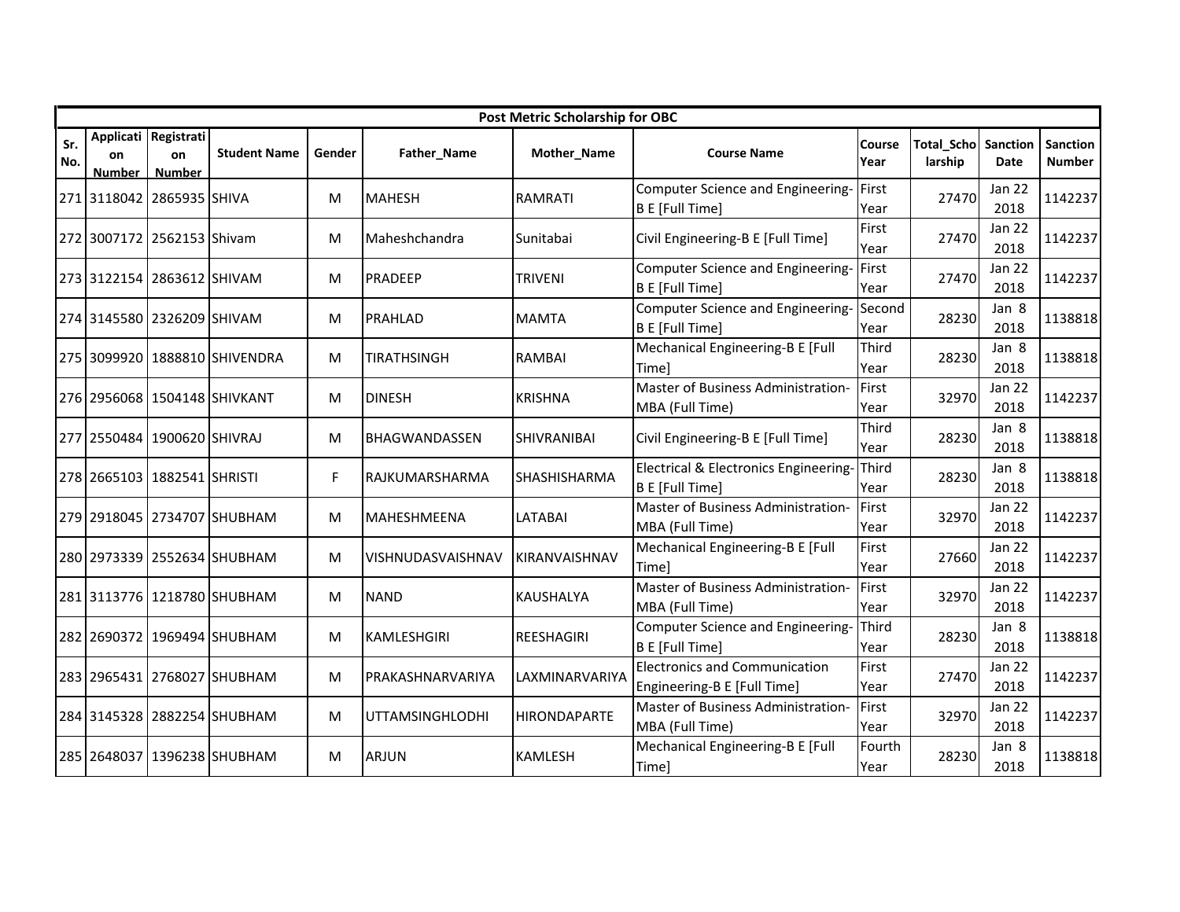| Post Metric Scholarship for OBC | | | | | | | | | | | | |
|---|---|---|---|---|---|---|---|---|---|---|---|---|
| Sr. No. | Application Number | Registration Number | Student Name | Gender | Father_Name | Mother_Name | Course Name | Course Year | Total_Scholarship | Sanction Date | Sanction Number |
| 271 | 3118042 | 2865935 | SHIVA | M | MAHESH | RAMRATI | Computer Science and Engineering-B E [Full Time] | First Year | 27470 | Jan 22 2018 | 1142237 |
| 272 | 3007172 | 2562153 | Shivam | M | Maheshchandra | Sunitabai | Civil Engineering-B E [Full Time] | First Year | 27470 | Jan 22 2018 | 1142237 |
| 273 | 3122154 | 2863612 | SHIVAM | M | PRADEEP | TRIVENI | Computer Science and Engineering-B E [Full Time] | First Year | 27470 | Jan 22 2018 | 1142237 |
| 274 | 3145580 | 2326209 | SHIVAM | M | PRAHLAD | MAMTA | Computer Science and Engineering-B E [Full Time] | Second Year | 28230 | Jan 8 2018 | 1138818 |
| 275 | 3099920 | 1888810 | SHIVENDRA | M | TIRATHSINGH | RAMBAI | Mechanical Engineering-B E [Full Time] | Third Year | 28230 | Jan 8 2018 | 1138818 |
| 276 | 2956068 | 1504148 | SHIVKANT | M | DINESH | KRISHNA | Master of Business Administration-MBA (Full Time) | First Year | 32970 | Jan 22 2018 | 1142237 |
| 277 | 2550484 | 1900620 | SHIVRAJ | M | BHAGWANDASSEN | SHIVRANIBAI | Civil Engineering-B E [Full Time] | Third Year | 28230 | Jan 8 2018 | 1138818 |
| 278 | 2665103 | 1882541 | SHRISTI | F | RAJKUMARSHARMA | SHASHISHARMA | Electrical & Electronics Engineering-B E [Full Time] | Third Year | 28230 | Jan 8 2018 | 1138818 |
| 279 | 2918045 | 2734707 | SHUBHAM | M | MAHESHMEENA | LATABAI | Master of Business Administration-MBA (Full Time) | First Year | 32970 | Jan 22 2018 | 1142237 |
| 280 | 2973339 | 2552634 | SHUBHAM | M | VISHNUDASVAISHNAV | KIRANVAISHNAV | Mechanical Engineering-B E [Full Time] | First Year | 27660 | Jan 22 2018 | 1142237 |
| 281 | 3113776 | 1218780 | SHUBHAM | M | NAND | KAUSHALYA | Master of Business Administration-MBA (Full Time) | First Year | 32970 | Jan 22 2018 | 1142237 |
| 282 | 2690372 | 1969494 | SHUBHAM | M | KAMLESHGIRI | REESHAGIRI | Computer Science and Engineering-B E [Full Time] | Third Year | 28230 | Jan 8 2018 | 1138818 |
| 283 | 2965431 | 2768027 | SHUBHAM | M | PRAKASHNARVARIYA | LAXMINARVARIYA | Electronics and Communication Engineering-B E [Full Time] | First Year | 27470 | Jan 22 2018 | 1142237 |
| 284 | 3145328 | 2882254 | SHUBHAM | M | UTTAMSINGHLODHI | HIRONDAPARTE | Master of Business Administration-MBA (Full Time) | First Year | 32970 | Jan 22 2018 | 1142237 |
| 285 | 2648037 | 1396238 | SHUBHAM | M | ARJUN | KAMLESH | Mechanical Engineering-B E [Full Time] | Fourth Year | 28230 | Jan 8 2018 | 1138818 |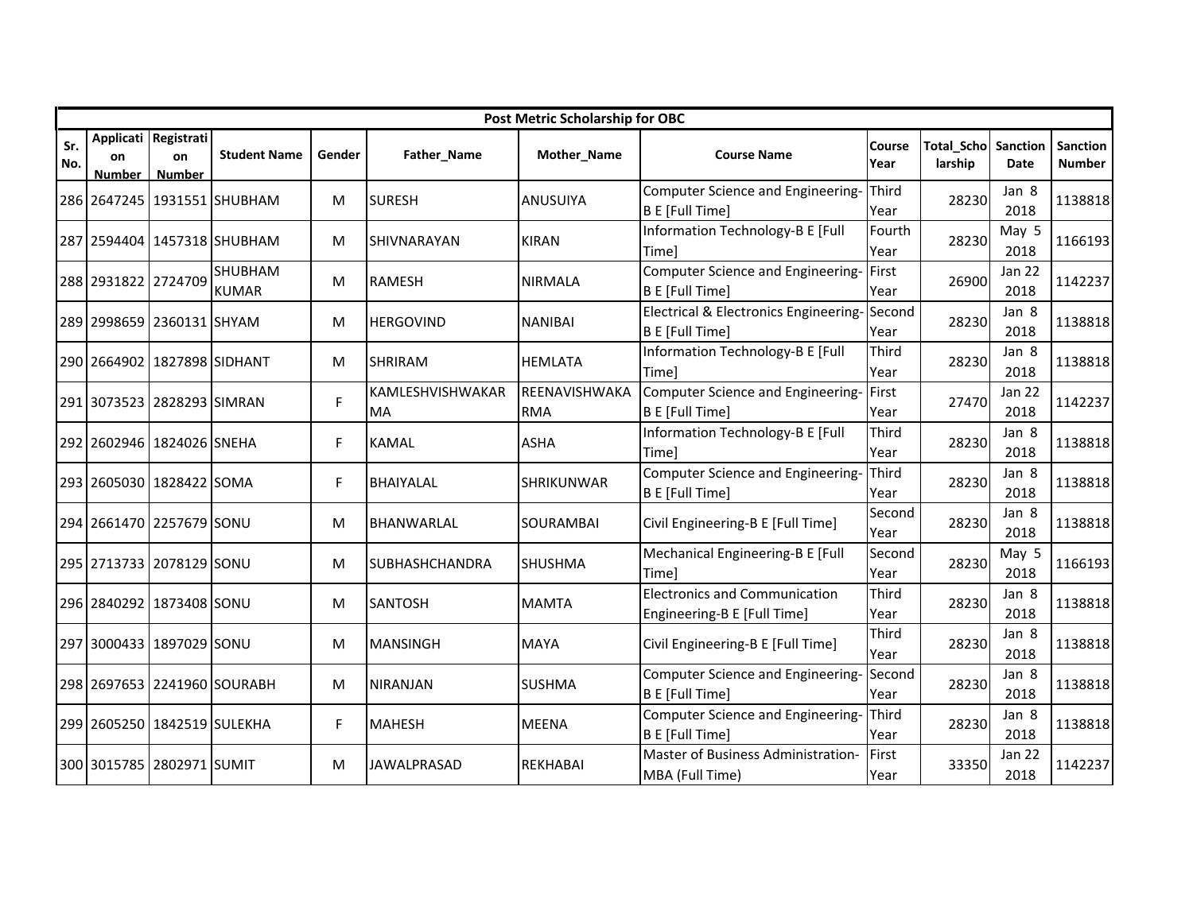| Post Metric Scholarship for OBC | | | | | | | | | | | | |
|---|---|---|---|---|---|---|---|---|---|---|---|---|
| Sr. No. | Application Number | Registration Number | Student Name | Gender | Father_Name | Mother_Name | Course Name | Course Year | Total_Scholarship | Sanction Date | Sanction Number |
| 286 | 2647245 | 1931551 | SHUBHAM | M | SURESH | ANUSUIYA | Computer Science and Engineering-B E [Full Time] | Third Year | 28230 | Jan 8 2018 | 1138818 |
| 287 | 2594404 | 1457318 | SHUBHAM | M | SHIVNARAYAN | KIRAN | Information Technology-B E [Full Time] | Fourth Year | 28230 | May 5 2018 | 1166193 |
| 288 | 2931822 | 2724709 | SHUBHAM KUMAR | M | RAMESH | NIRMALA | Computer Science and Engineering-B E [Full Time] | First Year | 26900 | Jan 22 2018 | 1142237 |
| 289 | 2998659 | 2360131 | SHYAM | M | HERGOVIND | NANIBAI | Electrical & Electronics Engineering-B E [Full Time] | Second Year | 28230 | Jan 8 2018 | 1138818 |
| 290 | 2664902 | 1827898 | SIDHANT | M | SHRIRAM | HEMLATA | Information Technology-B E [Full Time] | Third Year | 28230 | Jan 8 2018 | 1138818 |
| 291 | 3073523 | 2828293 | SIMRAN | F | KAMLESHVISHWAKARMA | REENAVISHWAKARMA | Computer Science and Engineering-B E [Full Time] | First Year | 27470 | Jan 22 2018 | 1142237 |
| 292 | 2602946 | 1824026 | SNEHA | F | KAMAL | ASHA | Information Technology-B E [Full Time] | Third Year | 28230 | Jan 8 2018 | 1138818 |
| 293 | 2605030 | 1828422 | SOMA | F | BHAIYALAL | SHRIKUNWAR | Computer Science and Engineering-B E [Full Time] | Third Year | 28230 | Jan 8 2018 | 1138818 |
| 294 | 2661470 | 2257679 | SONU | M | BHANWARLAL | SOURAMBAI | Civil Engineering-B E [Full Time] | Second Year | 28230 | Jan 8 2018 | 1138818 |
| 295 | 2713733 | 2078129 | SONU | M | SUBHASHCHANDRA | SHUSHMA | Mechanical Engineering-B E [Full Time] | Second Year | 28230 | May 5 2018 | 1166193 |
| 296 | 2840292 | 1873408 | SONU | M | SANTOSH | MAMTA | Electronics and Communication Engineering-B E [Full Time] | Third Year | 28230 | Jan 8 2018 | 1138818 |
| 297 | 3000433 | 1897029 | SONU | M | MANSINGH | MAYA | Civil Engineering-B E [Full Time] | Third Year | 28230 | Jan 8 2018 | 1138818 |
| 298 | 2697653 | 2241960 | SOURABH | M | NIRANJAN | SUSHMA | Computer Science and Engineering-B E [Full Time] | Second Year | 28230 | Jan 8 2018 | 1138818 |
| 299 | 2605250 | 1842519 | SULEKHA | F | MAHESH | MEENA | Computer Science and Engineering-B E [Full Time] | Third Year | 28230 | Jan 8 2018 | 1138818 |
| 300 | 3015785 | 2802971 | SUMIT | M | JAWALPRASAD | REKHABAI | Master of Business Administration-MBA (Full Time) | First Year | 33350 | Jan 22 2018 | 1142237 |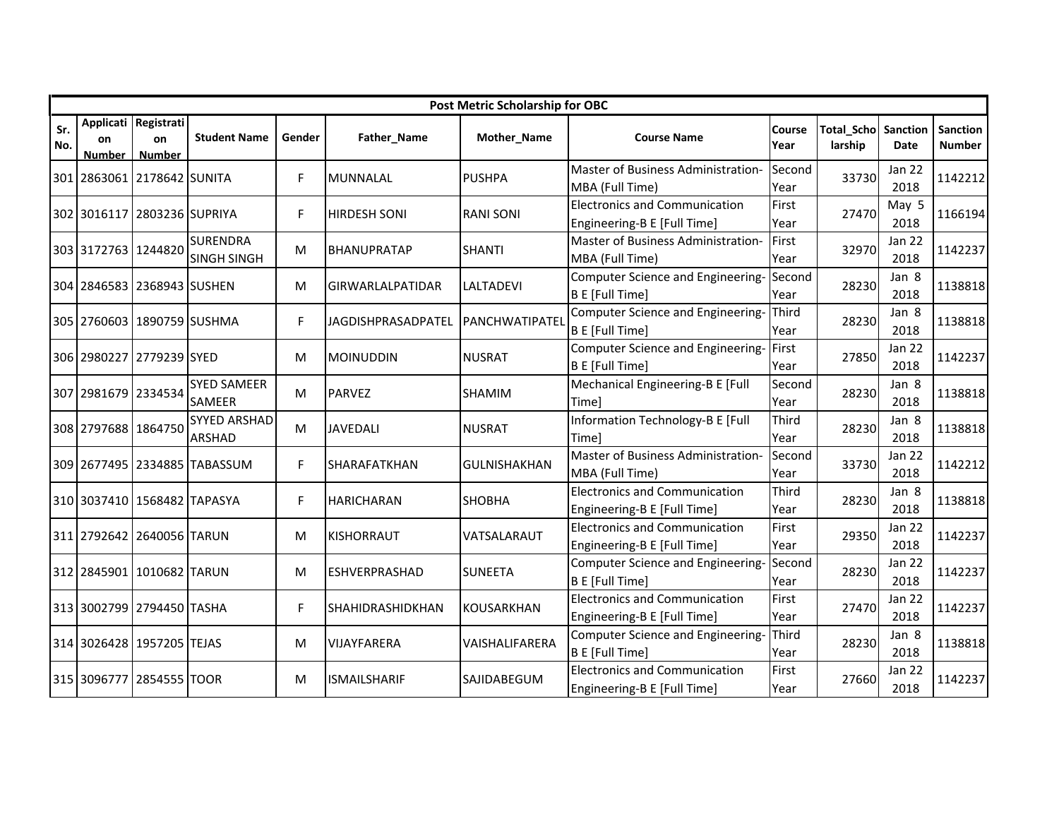| Post Metric Scholarship for OBC | | | | | | | | | | | | |
|---|---|---|---|---|---|---|---|---|---|---|---|---|
| Sr. No. | Application Number | Registration Number | Student Name | Gender | Father_Name | Mother_Name | Course Name | Course Year | Total_Scholarship | Sanction Date | Sanction Number |
| 301 | 2863061 | 2178642 | SUNITA | F | MUNNALAL | PUSHPA | Master of Business Administration-MBA (Full Time) | Second Year | 33730 | Jan 22 2018 | 1142212 |
| 302 | 3016117 | 2803236 | SUPRIYA | F | HIRDESH SONI | RANI SONI | Electronics and Communication Engineering-B E [Full Time] | First Year | 27470 | May 5 2018 | 1166194 |
| 303 | 3172763 | 1244820 | SURENDRA SINGH SINGH | M | BHANUPRATAP | SHANTI | Master of Business Administration-MBA (Full Time) | First Year | 32970 | Jan 22 2018 | 1142237 |
| 304 | 2846583 | 2368943 | SUSHEN | M | GIRWARLALPATIDAR | LALTADEVI | Computer Science and Engineering-B E [Full Time] | Second Year | 28230 | Jan 8 2018 | 1138818 |
| 305 | 2760603 | 1890759 | SUSHMA | F | JAGDISHPRASADPATEL | PANCHWATIPATEL | Computer Science and Engineering-B E [Full Time] | Third Year | 28230 | Jan 8 2018 | 1138818 |
| 306 | 2980227 | 2779239 | SYED | M | MOINUDDIN | NUSRAT | Computer Science and Engineering-B E [Full Time] | First Year | 27850 | Jan 22 2018 | 1142237 |
| 307 | 2981679 | 2334534 | SYED SAMEER SAMEER | M | PARVEZ | SHAMIM | Mechanical Engineering-B E [Full Time] | Second Year | 28230 | Jan 8 2018 | 1138818 |
| 308 | 2797688 | 1864750 | SYYED ARSHAD ARSHAD | M | JAVEDALI | NUSRAT | Information Technology-B E [Full Time] | Third Year | 28230 | Jan 8 2018 | 1138818 |
| 309 | 2677495 | 2334885 | TABASSUM | F | SHARAFATKHAN | GULNISHAKHAN | Master of Business Administration-MBA (Full Time) | Second Year | 33730 | Jan 22 2018 | 1142212 |
| 310 | 3037410 | 1568482 | TAPASYA | F | HARICHARAN | SHOBHA | Electronics and Communication Engineering-B E [Full Time] | Third Year | 28230 | Jan 8 2018 | 1138818 |
| 311 | 2792642 | 2640056 | TARUN | M | KISHORRAUT | VATSALARAUT | Electronics and Communication Engineering-B E [Full Time] | First Year | 29350 | Jan 22 2018 | 1142237 |
| 312 | 2845901 | 1010682 | TARUN | M | ESHVERPRASHAD | SUNEETA | Computer Science and Engineering-B E [Full Time] | Second Year | 28230 | Jan 22 2018 | 1142237 |
| 313 | 3002799 | 2794450 | TASHA | F | SHAHIDRASHIDKHAN | KOUSARKHAN | Electronics and Communication Engineering-B E [Full Time] | First Year | 27470 | Jan 22 2018 | 1142237 |
| 314 | 3026428 | 1957205 | TEJAS | M | VIJAYFARERA | VAISHALIFARERA | Computer Science and Engineering-B E [Full Time] | Third Year | 28230 | Jan 8 2018 | 1138818 |
| 315 | 3096777 | 2854555 | TOOR | M | ISMAILSHARIF | SAJIDABEGUM | Electronics and Communication Engineering-B E [Full Time] | First Year | 27660 | Jan 22 2018 | 1142237 |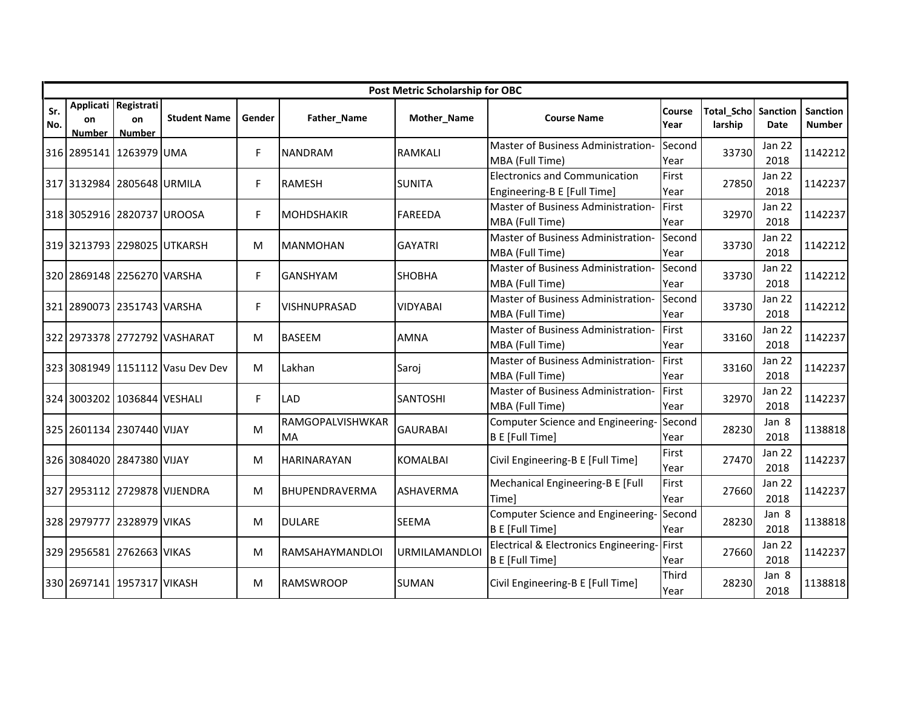| Post Metric Scholarship for OBC | | | | | | | | | | | |
|---|---|---|---|---|---|---|---|---|---|---|---|
| Sr. No. | Application Number | Registration Number | Student Name | Gender | Father_Name | Mother_Name | Course Name | Course Year | Total_Scholarship | Sanction Date | Sanction Number |
| 316 | 2895141 | 1263979 | UMA | F | NANDRAM | RAMKALI | Master of Business Administration-MBA (Full Time) | Second Year | 33730 | Jan 22 2018 | 1142212 |
| 317 | 3132984 | 2805648 | URMILA | F | RAMESH | SUNITA | Electronics and Communication Engineering-B E [Full Time] | First Year | 27850 | Jan 22 2018 | 1142237 |
| 318 | 3052916 | 2820737 | UROOSA | F | MOHDSHAKIR | FAREEDA | Master of Business Administration-MBA (Full Time) | First Year | 32970 | Jan 22 2018 | 1142237 |
| 319 | 3213793 | 2298025 | UTKARSH | M | MANMOHAN | GAYATRI | Master of Business Administration-MBA (Full Time) | Second Year | 33730 | Jan 22 2018 | 1142212 |
| 320 | 2869148 | 2256270 | VARSHA | F | GANSHYAM | SHOBHA | Master of Business Administration-MBA (Full Time) | Second Year | 33730 | Jan 22 2018 | 1142212 |
| 321 | 2890073 | 2351743 | VARSHA | F | VISHNUPRASAD | VIDYABAI | Master of Business Administration-MBA (Full Time) | Second Year | 33730 | Jan 22 2018 | 1142212 |
| 322 | 2973378 | 2772792 | VASHARAT | M | BASEEM | AMNA | Master of Business Administration-MBA (Full Time) | First Year | 33160 | Jan 22 2018 | 1142237 |
| 323 | 3081949 | 1151112 | Vasu Dev Dev | M | Lakhan | Saroj | Master of Business Administration-MBA (Full Time) | First Year | 33160 | Jan 22 2018 | 1142237 |
| 324 | 3003202 | 1036844 | VESHALI | F | LAD | SANTOSHI | Master of Business Administration-MBA (Full Time) | First Year | 32970 | Jan 22 2018 | 1142237 |
| 325 | 2601134 | 2307440 | VIJAY | M | RAMGOPALVISHWKARMA | GAURABAI | Computer Science and Engineering-B E [Full Time] | Second Year | 28230 | Jan 8 2018 | 1138818 |
| 326 | 3084020 | 2847380 | VIJAY | M | HARINARAYAN | KOMALBAI | Civil Engineering-B E [Full Time] | First Year | 27470 | Jan 22 2018 | 1142237 |
| 327 | 2953112 | 2729878 | VIJENDRA | M | BHUPENDRAVERMA | ASHAVERMA | Mechanical Engineering-B E [Full Time] | First Year | 27660 | Jan 22 2018 | 1142237 |
| 328 | 2979777 | 2328979 | VIKAS | M | DULARE | SEEMA | Computer Science and Engineering-B E [Full Time] | Second Year | 28230 | Jan 8 2018 | 1138818 |
| 329 | 2956581 | 2762663 | VIKAS | M | RAMSAHAYMANDLOI | URMILAMANDLOI | Electrical & Electronics Engineering-B E [Full Time] | First Year | 27660 | Jan 22 2018 | 1142237 |
| 330 | 2697141 | 1957317 | VIKASH | M | RAMSWROOP | SUMAN | Civil Engineering-B E [Full Time] | Third Year | 28230 | Jan 8 2018 | 1138818 |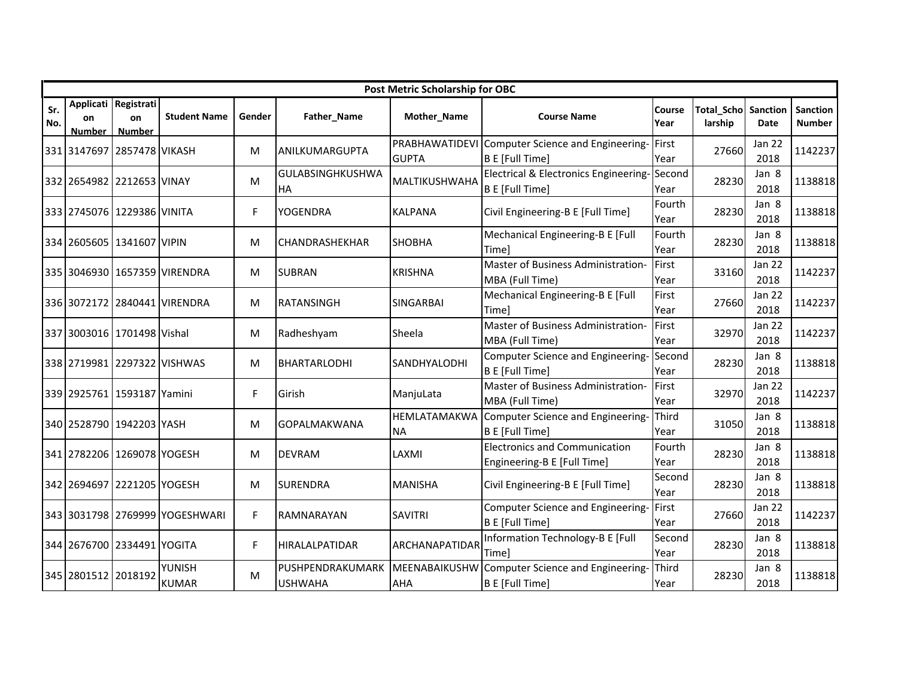| Post Metric Scholarship for OBC | | | | | | | | | | | | |
|---|---|---|---|---|---|---|---|---|---|---|---|---|
| Sr. No. | Application Number | Registration Number | Student Name | Gender | Father_Name | Mother_Name | Course Name | Course Year | Total_Scholarship | Sanction Date | Sanction Number |
| 331 | 3147697 | 2857478 | VIKASH | M | ANILKUMARGUPTA | PRABHAWATIDEVIGUPTA | Computer Science and Engineering-B E [Full Time] | First Year | 27660 | Jan 22 2018 | 1142237 |
| 332 | 2654982 | 2212653 | VINAY | M | GULABSINGHKUSHWAHA | MALTIKUSHWAHA | Electrical & Electronics Engineering-B E [Full Time] | Second Year | 28230 | Jan 8 2018 | 1138818 |
| 333 | 2745076 | 1229386 | VINITA | F | YOGENDRA | KALPANA | Civil Engineering-B E [Full Time] | Fourth Year | 28230 | Jan 8 2018 | 1138818 |
| 334 | 2605605 | 1341607 | VIPIN | M | CHANDRASHEKHAR | SHOBHA | Mechanical Engineering-B E [Full Time] | Fourth Year | 28230 | Jan 8 2018 | 1138818 |
| 335 | 3046930 | 1657359 | VIRENDRA | M | SUBRAN | KRISHNA | Master of Business Administration-MBA (Full Time) | First Year | 33160 | Jan 22 2018 | 1142237 |
| 336 | 3072172 | 2840441 | VIRENDRA | M | RATANSINGH | SINGARBAI | Mechanical Engineering-B E [Full Time] | First Year | 27660 | Jan 22 2018 | 1142237 |
| 337 | 3003016 | 1701498 | Vishal | M | Radheshyam | Sheela | Master of Business Administration-MBA (Full Time) | First Year | 32970 | Jan 22 2018 | 1142237 |
| 338 | 2719981 | 2297322 | VISHWAS | M | BHARTARLODHI | SANDHYALODHI | Computer Science and Engineering-B E [Full Time] | Second Year | 28230 | Jan 8 2018 | 1138818 |
| 339 | 2925761 | 1593187 | Yamini | F | Girish | ManjuLata | Master of Business Administration-MBA (Full Time) | First Year | 32970 | Jan 22 2018 | 1142237 |
| 340 | 2528790 | 1942203 | YASH | M | GOPALMAKWANA | HEMLATAMAKWANA | Computer Science and Engineering-B E [Full Time] | Third Year | 31050 | Jan 8 2018 | 1138818 |
| 341 | 2782206 | 1269078 | YOGESH | M | DEVRAM | LAXMI | Electronics and Communication Engineering-B E [Full Time] | Fourth Year | 28230 | Jan 8 2018 | 1138818 |
| 342 | 2694697 | 2221205 | YOGESH | M | SURENDRA | MANISHA | Civil Engineering-B E [Full Time] | Second Year | 28230 | Jan 8 2018 | 1138818 |
| 343 | 3031798 | 2769999 | YOGESHWARI | F | RAMNARAYAN | SAVITRI | Computer Science and Engineering-B E [Full Time] | First Year | 27660 | Jan 22 2018 | 1142237 |
| 344 | 2676700 | 2334491 | YOGITA | F | HIRALALPATIDAR | ARCHANAPATIDAR | Information Technology-B E [Full Time] | Second Year | 28230 | Jan 8 2018 | 1138818 |
| 345 | 2801512 | 2018192 | YUNISH KUMAR | M | PUSHPENDRAKUMARKUSHWAHA | MEENABAIKUSHWAHA | Computer Science and Engineering-B E [Full Time] | Third Year | 28230 | Jan 8 2018 | 1138818 |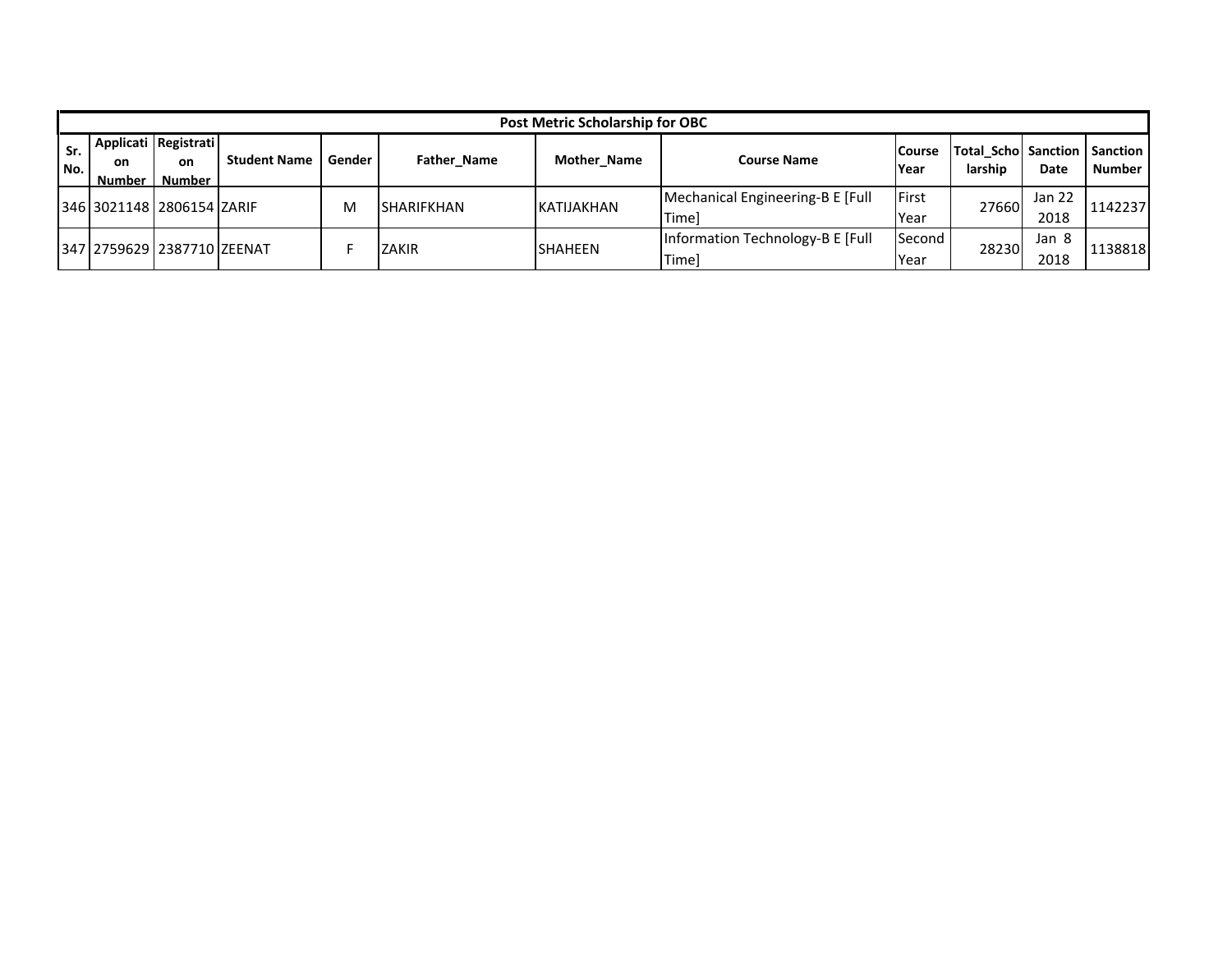| Post Metric Scholarship for OBC | | | | | | | | | | | |
|---|---|---|---|---|---|---|---|---|---|---|---|
| Sr. No. | Application Number | Registration Number | Student Name | Gender | Father_Name | Mother_Name | Course Name | Course Year | Total_Scholarship | Sanction Date | Sanction Number |
| 346 | 3021148 | 2806154 | ZARIF | M | SHARIFKHAN | KATIJAKHAN | Mechanical Engineering-B E [Full Time] | First Year | 27660 | Jan 22 2018 | 1142237 |
| 347 | 2759629 | 2387710 | ZEENAT | F | ZAKIR | SHAHEEN | Information Technology-B E [Full Time] | Second Year | 28230 | Jan 8 2018 | 1138818 |